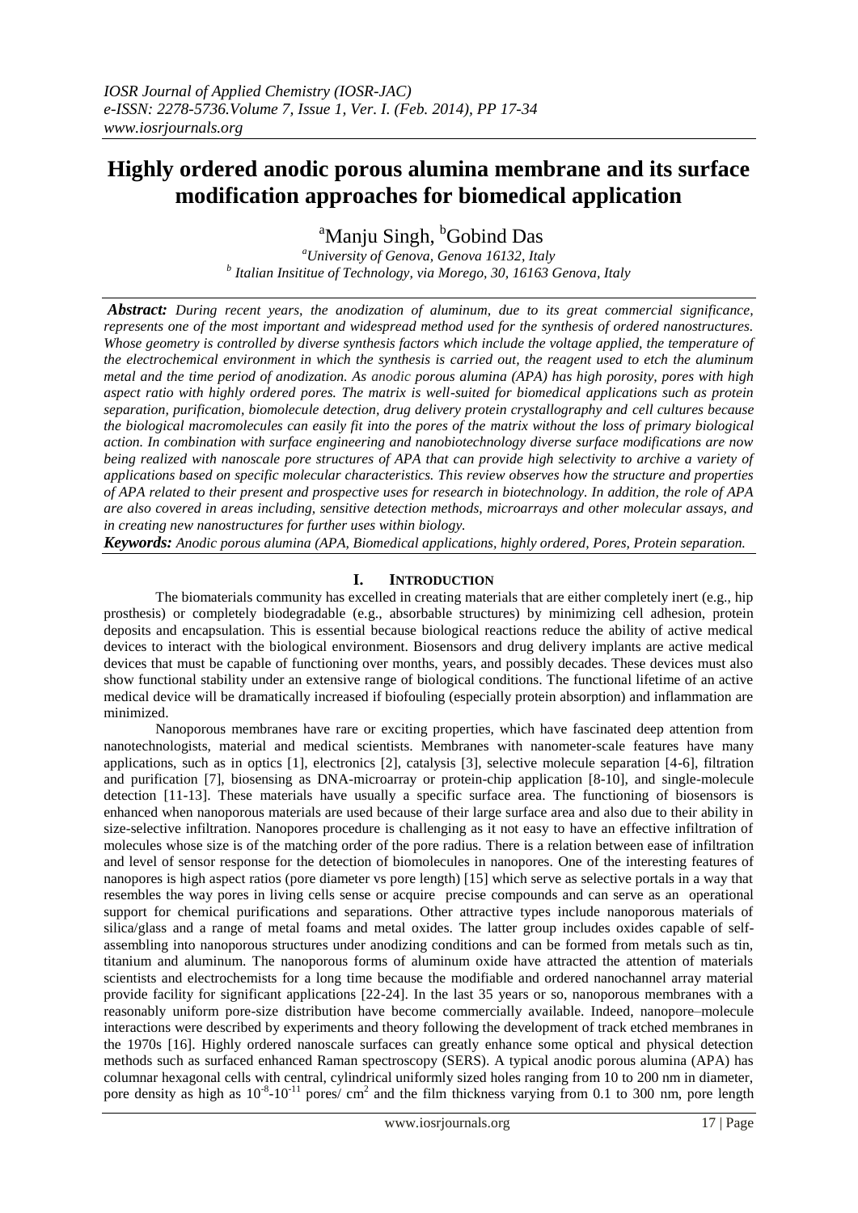*IOSR Journal of Applied Chemistry (IOSR-JAC)*
*e-ISSN: 2278-5736.Volume 7, Issue 1, Ver. I. (Feb. 2014), PP 17-34*
*www.iosrjournals.org*

# Highly ordered anodic porous alumina membrane and its surface modification approaches for biomedical application

[a]Manju Singh, [b]Gobind Das

[a]*University of Genova, Genova 16132, Italy*
[b] *Italian Insititue of Technology, via Morego, 30, 16163 Genova, Italy*

***Abstract:*** *During recent years, the anodization of aluminum, due to its great commercial significance, represents one of the most important and widespread method used for the synthesis of ordered nanostructures. Whose geometry is controlled by diverse synthesis factors which include the voltage applied, the temperature of the electrochemical environment in which the synthesis is carried out, the reagent used to etch the aluminum metal and the time period of anodization. As anodic porous alumina (APA) has high porosity, pores with high aspect ratio with highly ordered pores. The matrix is well-suited for biomedical applications such as protein separation, purification, biomolecule detection, drug delivery protein crystallography and cell cultures because the biological macromolecules can easily fit into the pores of the matrix without the loss of primary biological action. In combination with surface engineering and nanobiotechnology diverse surface modifications are now being realized with nanoscale pore structures of APA that can provide high selectivity to archive a variety of applications based on specific molecular characteristics. This review observes how the structure and properties of APA related to their present and prospective uses for research in biotechnology. In addition, the role of APA are also covered in areas including, sensitive detection methods, microarrays and other molecular assays, and in creating new nanostructures for further uses within biology.*

***Keywords:*** *Anodic porous alumina (APA, Biomedical applications, highly ordered, Pores, Protein separation.*

## I. Introduction

The biomaterials community has excelled in creating materials that are either completely inert (e.g., hip prosthesis) or completely biodegradable (e.g., absorbable structures) by minimizing cell adhesion, protein deposits and encapsulation. This is essential because biological reactions reduce the ability of active medical devices to interact with the biological environment. Biosensors and drug delivery implants are active medical devices that must be capable of functioning over months, years, and possibly decades. These devices must also show functional stability under an extensive range of biological conditions. The functional lifetime of an active medical device will be dramatically increased if biofouling (especially protein absorption) and inflammation are minimized.

Nanoporous membranes have rare or exciting properties, which have fascinated deep attention from nanotechnologists, material and medical scientists. Membranes with nanometer-scale features have many applications, such as in optics [1], electronics [2], catalysis [3], selective molecule separation [4-6], filtration and purification [7], biosensing as DNA-microarray or protein-chip application [8-10], and single-molecule detection [11-13]. These materials have usually a specific surface area. The functioning of biosensors is enhanced when nanoporous materials are used because of their large surface area and also due to their ability in size-selective infiltration. Nanopores procedure is challenging as it not easy to have an effective infiltration of molecules whose size is of the matching order of the pore radius. There is a relation between ease of infiltration and level of sensor response for the detection of biomolecules in nanopores. One of the interesting features of nanopores is high aspect ratios (pore diameter vs pore length) [15] which serve as selective portals in a way that resembles the way pores in living cells sense or acquire precise compounds and can serve as an operational support for chemical purifications and separations. Other attractive types include nanoporous materials of silica/glass and a range of metal foams and metal oxides. The latter group includes oxides capable of self-assembling into nanoporous structures under anodizing conditions and can be formed from metals such as tin, titanium and aluminum. The nanoporous forms of aluminum oxide have attracted the attention of materials scientists and electrochemists for a long time because the modifiable and ordered nanochannel array material provide facility for significant applications [22-24]. In the last 35 years or so, nanoporous membranes with a reasonably uniform pore-size distribution have become commercially available. Indeed, nanopore–molecule interactions were described by experiments and theory following the development of track etched membranes in the 1970s [16]. Highly ordered nanoscale surfaces can greatly enhance some optical and physical detection methods such as surfaced enhanced Raman spectroscopy (SERS). A typical anodic porous alumina (APA) has columnar hexagonal cells with central, cylindrical uniformly sized holes ranging from 10 to 200 nm in diameter, pore density as high as $10^{-8}$-$10^{-11}$ pores/ $cm^2$ and the film thickness varying from 0.1 to 300 nm, pore length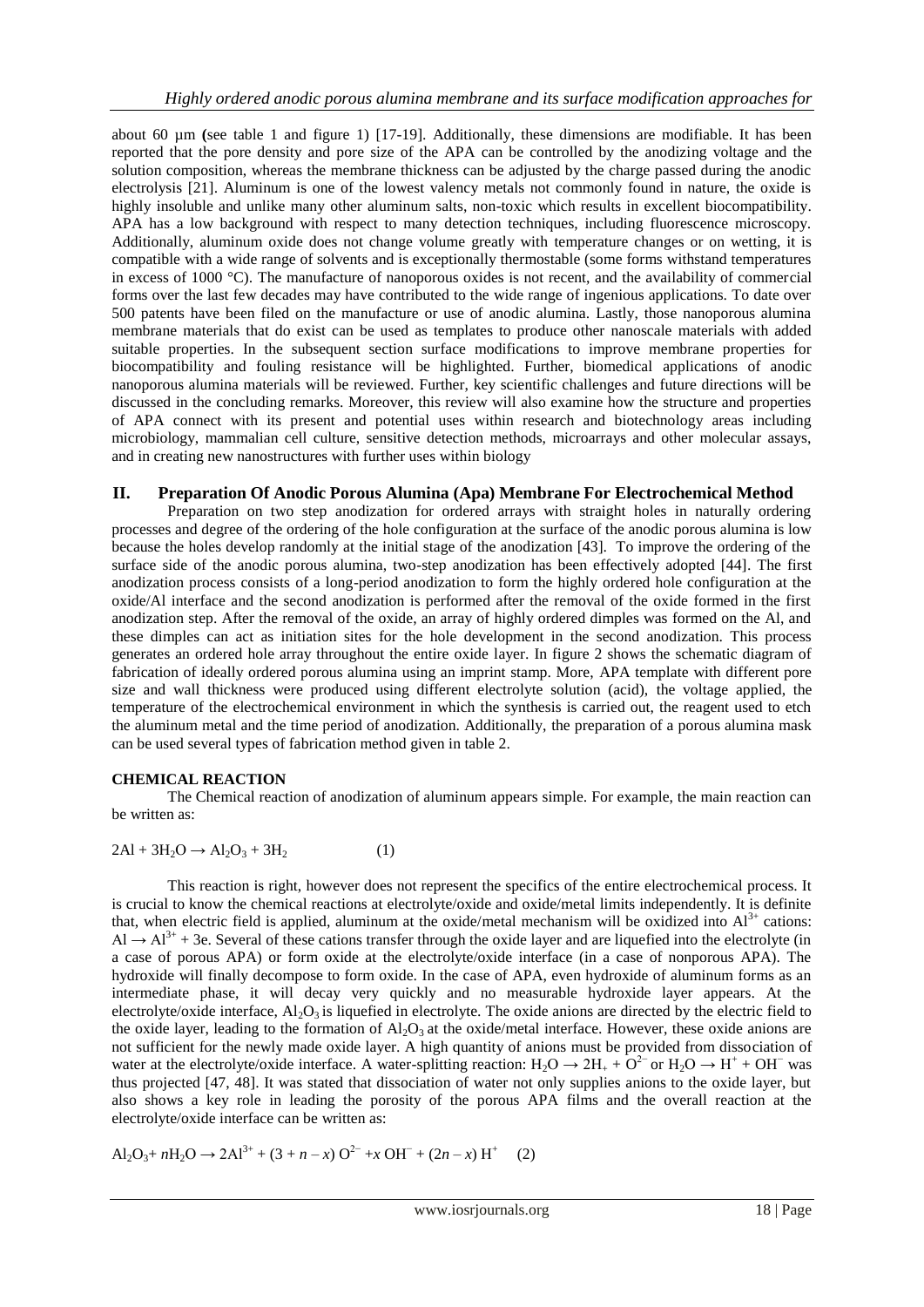about 60 µm **(**see table 1 and figure 1) [17-19]. Additionally, these dimensions are modifiable. It has been reported that the pore density and pore size of the APA can be controlled by the anodizing voltage and the solution composition, whereas the membrane thickness can be adjusted by the charge passed during the anodic electrolysis [21]. Aluminum is one of the lowest valency metals not commonly found in nature, the oxide is highly insoluble and unlike many other aluminum salts, non-toxic which results in excellent biocompatibility. APA has a low background with respect to many detection techniques, including fluorescence microscopy. Additionally, aluminum oxide does not change volume greatly with temperature changes or on wetting, it is compatible with a wide range of solvents and is exceptionally thermostable (some forms withstand temperatures in excess of 1000 °C). The manufacture of nanoporous oxides is not recent, and the availability of commercial forms over the last few decades may have contributed to the wide range of ingenious applications. To date over 500 patents have been filed on the manufacture or use of anodic alumina. Lastly, those nanoporous alumina membrane materials that do exist can be used as templates to produce other nanoscale materials with added suitable properties. In the subsequent section surface modifications to improve membrane properties for biocompatibility and fouling resistance will be highlighted. Further, biomedical applications of anodic nanoporous alumina materials will be reviewed. Further, key scientific challenges and future directions will be discussed in the concluding remarks. Moreover, this review will also examine how the structure and properties of APA connect with its present and potential uses within research and biotechnology areas including microbiology, mammalian cell culture, sensitive detection methods, microarrays and other molecular assays, and in creating new nanostructures with further uses within biology

## II. Preparation Of Anodic Porous Alumina (Apa) Membrane For Electrochemical Method

Preparation on two step anodization for ordered arrays with straight holes in naturally ordering processes and degree of the ordering of the hole configuration at the surface of the anodic porous alumina is low because the holes develop randomly at the initial stage of the anodization [43]. To improve the ordering of the surface side of the anodic porous alumina, two-step anodization has been effectively adopted [44]. The first anodization process consists of a long-period anodization to form the highly ordered hole configuration at the oxide/Al interface and the second anodization is performed after the removal of the oxide formed in the first anodization step. After the removal of the oxide, an array of highly ordered dimples was formed on the Al, and these dimples can act as initiation sites for the hole development in the second anodization. This process generates an ordered hole array throughout the entire oxide layer. In figure 2 shows the schematic diagram of fabrication of ideally ordered porous alumina using an imprint stamp. More, APA template with different pore size and wall thickness were produced using different electrolyte solution (acid), the voltage applied, the temperature of the electrochemical environment in which the synthesis is carried out, the reagent used to etch the aluminum metal and the time period of anodization. Additionally, the preparation of a porous alumina mask can be used several types of fabrication method given in table 2.

### CHEMICAL REACTION

The Chemical reaction of anodization of aluminum appears simple. For example, the main reaction can be written as:

$$2Al + 3H_2O \rightarrow Al_2O_3 + 3H_2 \qquad (1)$$

This reaction is right, however does not represent the specifics of the entire electrochemical process. It is crucial to know the chemical reactions at electrolyte/oxide and oxide/metal limits independently. It is definite that, when electric field is applied, aluminum at the oxide/metal mechanism will be oxidized into $Al^{3+}$ cations: $Al \rightarrow Al^{3+} + 3e$. Several of these cations transfer through the oxide layer and are liquefied into the electrolyte (in a case of porous APA) or form oxide at the electrolyte/oxide interface (in a case of nonporous APA). The hydroxide will finally decompose to form oxide. In the case of APA, even hydroxide of aluminum forms as an intermediate phase, it will decay very quickly and no measurable hydroxide layer appears. At the electrolyte/oxide interface, $Al_2O_3$ is liquefied in electrolyte. The oxide anions are directed by the electric field to the oxide layer, leading to the formation of $Al_2O_3$ at the oxide/metal interface. However, these oxide anions are not sufficient for the newly made oxide layer. A high quantity of anions must be provided from dissociation of water at the electrolyte/oxide interface. A water-splitting reaction: $H_2O \rightarrow 2H_+ + O^{2-}$ or $H_2O \rightarrow H^+ + OH^-$ was thus projected [47, 48]. It was stated that dissociation of water not only supplies anions to the oxide layer, but also shows a key role in leading the porosity of the porous APA films and the overall reaction at the electrolyte/oxide interface can be written as:

$$Al_2O_3 + nH_2O \rightarrow 2Al^{3+} + (3 + n - x)\, O^{2-} + x\, OH^- + (2n - x)\, H^+ \qquad (2)$$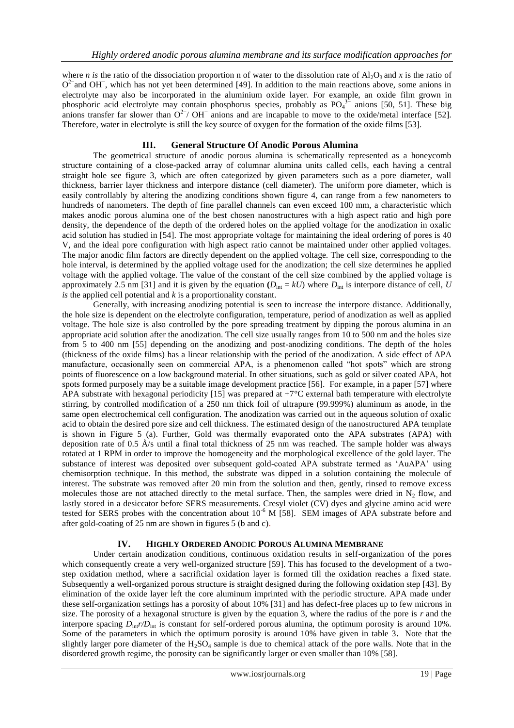where *n is* the ratio of the dissociation proportion n of water to the dissolution rate of $Al_2O_3$ and *x* is the ratio of $O^{2-}$ and $OH^-$, which has not yet been determined [49]. In addition to the main reactions above, some anions in electrolyte may also be incorporated in the aluminium oxide layer. For example, an oxide film grown in phosphoric acid electrolyte may contain phosphorus species, probably as $PO_4^{3-}$ anions [50, 51]. These big anions transfer far slower than $O^{2-}$/ $OH^-$ anions and are incapable to move to the oxide/metal interface [52]. Therefore, water in electrolyte is still the key source of oxygen for the formation of the oxide films [53].

## III. General Structure Of Anodic Porous Alumina

The geometrical structure of anodic porous alumina is schematically represented as a honeycomb structure containing of a close-packed array of columnar alumina units called cells, each having a central straight hole see figure 3, which are often categorized by given parameters such as a pore diameter, wall thickness, barrier layer thickness and interpore distance (cell diameter). The uniform pore diameter, which is easily controllably by altering the anodizing conditions shown figure 4, can range from a few nanometers to hundreds of nanometers. The depth of fine parallel channels can even exceed 100 mm, a characteristic which makes anodic porous alumina one of the best chosen nanostructures with a high aspect ratio and high pore density, the dependence of the depth of the ordered holes on the applied voltage for the anodization in oxalic acid solution has studied in [54]. The most appropriate voltage for maintaining the ideal ordering of pores is 40 V, and the ideal pore configuration with high aspect ratio cannot be maintained under other applied voltages. The major anodic film factors are directly dependent on the applied voltage. The cell size, corresponding to the hole interval, is determined by the applied voltage used for the anodization; the cell size determines he applied voltage with the applied voltage. The value of the constant of the cell size combined by the applied voltage is approximately 2.5 nm [31] and it is given by the equation ($D_{int} = kU$) where $D_{int}$ is interpore distance of cell, *U is* the applied cell potential and *k* is a proportionality constant.

Generally, with increasing anodizing potential is seen to increase the interpore distance. Additionally, the hole size is dependent on the electrolyte configuration, temperature, period of anodization as well as applied voltage. The hole size is also controlled by the pore spreading treatment by dipping the porous alumina in an appropriate acid solution after the anodization. The cell size usually ranges from 10 to 500 nm and the holes size from 5 to 400 nm [55] depending on the anodizing and post-anodizing conditions. The depth of the holes (thickness of the oxide films) has a linear relationship with the period of the anodization. A side effect of APA manufacture, occasionally seen on commercial APA, is a phenomenon called "hot spots" which are strong points of fluorescence on a low background material. In other situations, such as gold or silver coated APA, hot spots formed purposely may be a suitable image development practice [56]. For example, in a paper [57] where APA substrate with hexagonal periodicity [15] was prepared at +7°C external bath temperature with electrolyte stirring, by controlled modification of a 250 nm thick foil of ultrapure (99.999%) aluminum as anode, in the same open electrochemical cell configuration. The anodization was carried out in the aqueous solution of oxalic acid to obtain the desired pore size and cell thickness. The estimated design of the nanostructured APA template is shown in Figure 5 (a). Further, Gold was thermally evaporated onto the APA substrates (APA) with deposition rate of 0.5 Å/s until a final total thickness of 25 nm was reached. The sample holder was always rotated at 1 RPM in order to improve the homogeneity and the morphological excellence of the gold layer. The substance of interest was deposited over subsequent gold-coated APA substrate termed as 'AuAPA' using chemisorption technique. In this method, the substrate was dipped in a solution containing the molecule of interest. The substrate was removed after 20 min from the solution and then, gently, rinsed to remove excess molecules those are not attached directly to the metal surface. Then, the samples were dried in $N_2$ flow, and lastly stored in a desiccator before SERS measurements. Cresyl violet (CV) dyes and glycine amino acid were tested for SERS probes with the concentration about $10^{-6}$ M [58]. SEM images of APA substrate before and after gold-coating of 25 nm are shown in figures 5 (b and c).

## IV. Highly Ordered Anodic Porous Alumina Membrane

Under certain anodization conditions, continuous oxidation results in self-organization of the pores which consequently create a very well-organized structure [59]. This has focused to the development of a two-step oxidation method, where a sacrificial oxidation layer is formed till the oxidation reaches a fixed state. Subsequently a well-organized porous structure is straight designed during the following oxidation step [43]. By elimination of the oxide layer left the core aluminum imprinted with the periodic structure. APA made under these self-organization settings has a porosity of about 10% [31] and has defect-free places up to few microns in size. The porosity of a hexagonal structure is given by the equation 3, where the radius of the pore is *r* and the interpore spacing $D_{int}r/D_{int}$ is constant for self-ordered porous alumina, the optimum porosity is around 10%. Some of the parameters in which the optimum porosity is around 10% have given in table 3**.** Note that the slightly larger pore diameter of the $H_2SO_4$ sample is due to chemical attack of the pore walls. Note that in the disordered growth regime, the porosity can be significantly larger or even smaller than 10% [58].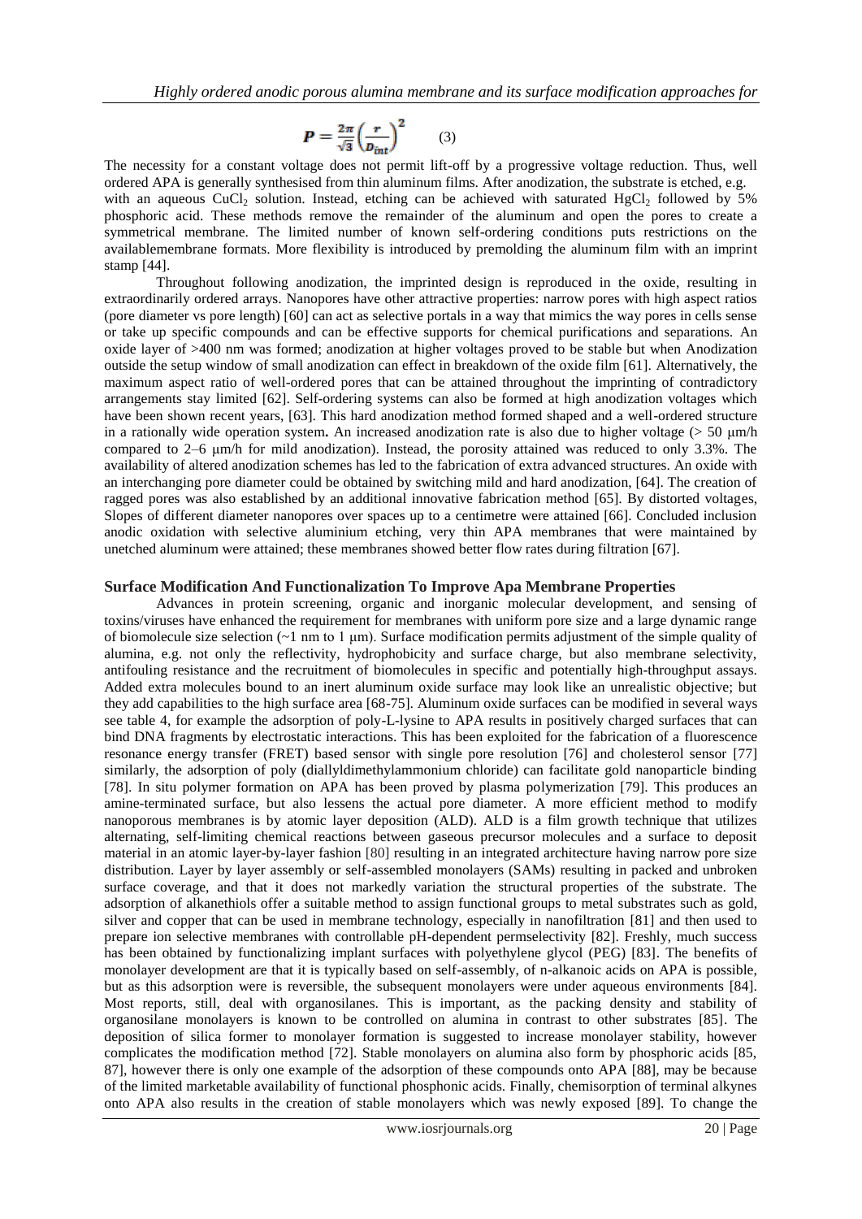$$P = \frac{2\pi}{\sqrt{3}}\left(\frac{r}{D_{int}}\right)^2 \qquad (3)$$

The necessity for a constant voltage does not permit lift-off by a progressive voltage reduction. Thus, well ordered APA is generally synthesised from thin aluminum films. After anodization, the substrate is etched, e.g. with an aqueous $CuCl_2$ solution. Instead, etching can be achieved with saturated $HgCl_2$ followed by 5% phosphoric acid. These methods remove the remainder of the aluminum and open the pores to create a symmetrical membrane. The limited number of known self-ordering conditions puts restrictions on the availablemembrane formats. More flexibility is introduced by premolding the aluminum film with an imprint stamp [44].

Throughout following anodization, the imprinted design is reproduced in the oxide, resulting in extraordinarily ordered arrays. Nanopores have other attractive properties: narrow pores with high aspect ratios (pore diameter vs pore length) [60] can act as selective portals in a way that mimics the way pores in cells sense or take up specific compounds and can be effective supports for chemical purifications and separations. An oxide layer of >400 nm was formed; anodization at higher voltages proved to be stable but when Anodization outside the setup window of small anodization can effect in breakdown of the oxide film [61]. Alternatively, the maximum aspect ratio of well-ordered pores that can be attained throughout the imprinting of contradictory arrangements stay limited [62]. Self-ordering systems can also be formed at high anodization voltages which have been shown recent years, [63]. This hard anodization method formed shaped and a well-ordered structure in a rationally wide operation system**.** An increased anodization rate is also due to higher voltage (> 50 μm/h compared to 2–6 μm/h for mild anodization). Instead, the porosity attained was reduced to only 3.3%. The availability of altered anodization schemes has led to the fabrication of extra advanced structures. An oxide with an interchanging pore diameter could be obtained by switching mild and hard anodization, [64]. The creation of ragged pores was also established by an additional innovative fabrication method [65]. By distorted voltages, Slopes of different diameter nanopores over spaces up to a centimetre were attained [66]. Concluded inclusion anodic oxidation with selective aluminium etching, very thin APA membranes that were maintained by unetched aluminum were attained; these membranes showed better flow rates during filtration [67].

### Surface Modification And Functionalization To Improve Apa Membrane Properties

Advances in protein screening, organic and inorganic molecular development, and sensing of toxins/viruses have enhanced the requirement for membranes with uniform pore size and a large dynamic range of biomolecule size selection (~1 nm to 1 μm). Surface modification permits adjustment of the simple quality of alumina, e.g. not only the reflectivity, hydrophobicity and surface charge, but also membrane selectivity, antifouling resistance and the recruitment of biomolecules in specific and potentially high-throughput assays. Added extra molecules bound to an inert aluminum oxide surface may look like an unrealistic objective; but they add capabilities to the high surface area [68-75]. Aluminum oxide surfaces can be modified in several ways see table 4, for example the adsorption of poly-L-lysine to APA results in positively charged surfaces that can bind DNA fragments by electrostatic interactions. This has been exploited for the fabrication of a fluorescence resonance energy transfer (FRET) based sensor with single pore resolution [76] and cholesterol sensor [77] similarly, the adsorption of poly (diallyldimethylammonium chloride) can facilitate gold nanoparticle binding [78]. In situ polymer formation on APA has been proved by plasma polymerization [79]. This produces an amine-terminated surface, but also lessens the actual pore diameter. A more efficient method to modify nanoporous membranes is by atomic layer deposition (ALD). ALD is a film growth technique that utilizes alternating, self-limiting chemical reactions between gaseous precursor molecules and a surface to deposit material in an atomic layer-by-layer fashion [80] resulting in an integrated architecture having narrow pore size distribution. Layer by layer assembly or self-assembled monolayers (SAMs) resulting in packed and unbroken surface coverage, and that it does not markedly variation the structural properties of the substrate. The adsorption of alkanethiols offer a suitable method to assign functional groups to metal substrates such as gold, silver and copper that can be used in membrane technology, especially in nanofiltration [81] and then used to prepare ion selective membranes with controllable pH-dependent permselectivity [82]. Freshly, much success has been obtained by functionalizing implant surfaces with polyethylene glycol (PEG) [83]. The benefits of monolayer development are that it is typically based on self-assembly, of n-alkanoic acids on APA is possible, but as this adsorption were is reversible, the subsequent monolayers were under aqueous environments [84]. Most reports, still, deal with organosilanes. This is important, as the packing density and stability of organosilane monolayers is known to be controlled on alumina in contrast to other substrates [85]. The deposition of silica former to monolayer formation is suggested to increase monolayer stability, however complicates the modification method [72]. Stable monolayers on alumina also form by phosphoric acids [85, 87], however there is only one example of the adsorption of these compounds onto APA [88], may be because of the limited marketable availability of functional phosphonic acids. Finally, chemisorption of terminal alkynes onto APA also results in the creation of stable monolayers which was newly exposed [89]. To change the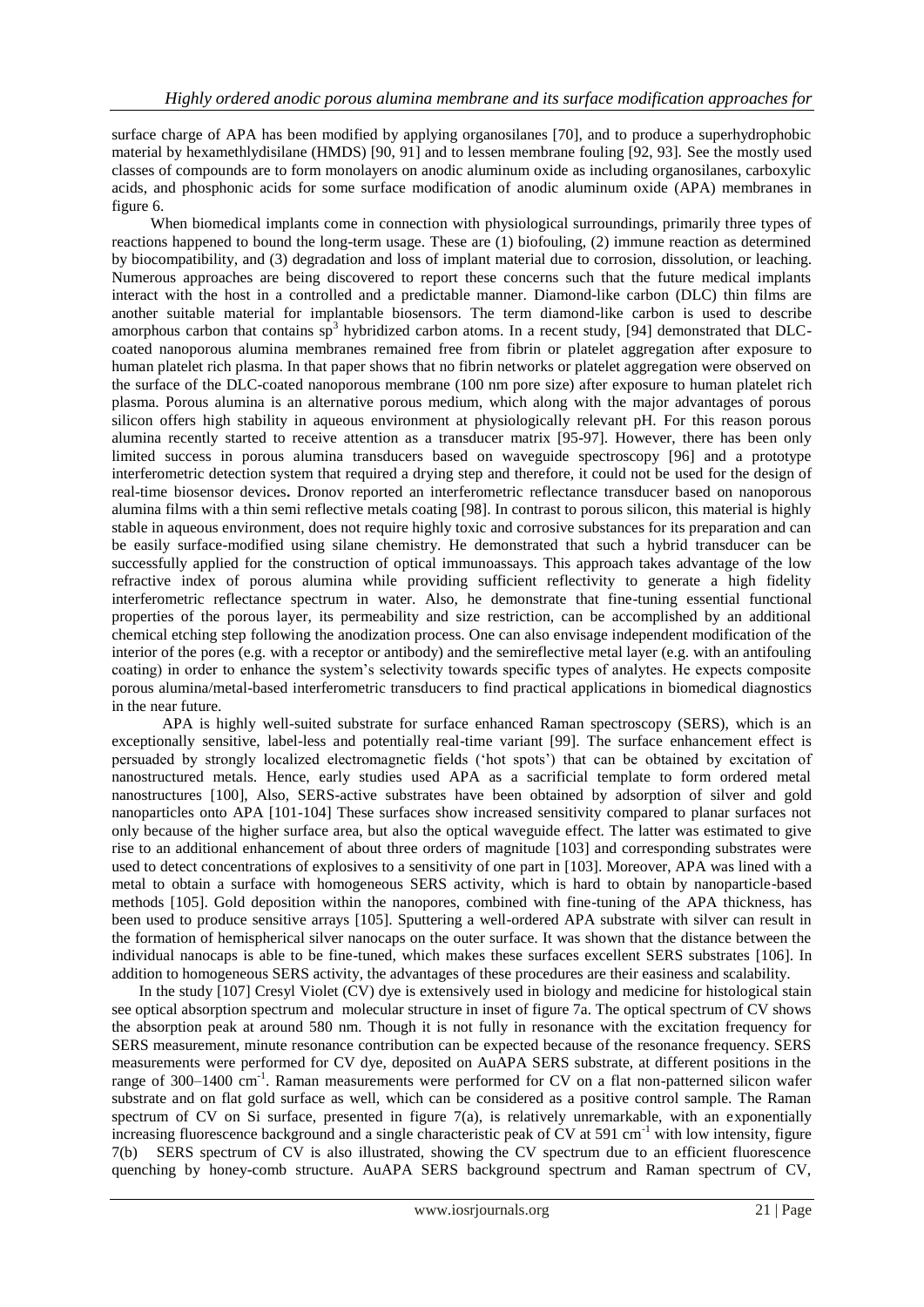surface charge of APA has been modified by applying organosilanes [70], and to produce a superhydrophobic material by hexamethlydisilane (HMDS) [90, 91] and to lessen membrane fouling [92, 93]. See the mostly used classes of compounds are to form monolayers on anodic aluminum oxide as including organosilanes, carboxylic acids, and phosphonic acids for some surface modification of anodic aluminum oxide (APA) membranes in figure 6.

When biomedical implants come in connection with physiological surroundings, primarily three types of reactions happened to bound the long-term usage. These are (1) biofouling, (2) immune reaction as determined by biocompatibility, and (3) degradation and loss of implant material due to corrosion, dissolution, or leaching. Numerous approaches are being discovered to report these concerns such that the future medical implants interact with the host in a controlled and a predictable manner. Diamond-like carbon (DLC) thin films are another suitable material for implantable biosensors. The term diamond-like carbon is used to describe amorphous carbon that contains $sp^3$ hybridized carbon atoms. In a recent study, [94] demonstrated that DLC-coated nanoporous alumina membranes remained free from fibrin or platelet aggregation after exposure to human platelet rich plasma. In that paper shows that no fibrin networks or platelet aggregation were observed on the surface of the DLC-coated nanoporous membrane (100 nm pore size) after exposure to human platelet rich plasma. Porous alumina is an alternative porous medium, which along with the major advantages of porous silicon offers high stability in aqueous environment at physiologically relevant pH. For this reason porous alumina recently started to receive attention as a transducer matrix [95-97]. However, there has been only limited success in porous alumina transducers based on waveguide spectroscopy [96] and a prototype interferometric detection system that required a drying step and therefore, it could not be used for the design of real-time biosensor devices**.** Dronov reported an interferometric reflectance transducer based on nanoporous alumina films with a thin semi reflective metals coating [98]. In contrast to porous silicon, this material is highly stable in aqueous environment, does not require highly toxic and corrosive substances for its preparation and can be easily surface-modified using silane chemistry. He demonstrated that such a hybrid transducer can be successfully applied for the construction of optical immunoassays. This approach takes advantage of the low refractive index of porous alumina while providing sufficient reflectivity to generate a high fidelity interferometric reflectance spectrum in water. Also, he demonstrate that fine-tuning essential functional properties of the porous layer, its permeability and size restriction, can be accomplished by an additional chemical etching step following the anodization process. One can also envisage independent modification of the interior of the pores (e.g. with a receptor or antibody) and the semireflective metal layer (e.g. with an antifouling coating) in order to enhance the system's selectivity towards specific types of analytes. He expects composite porous alumina/metal-based interferometric transducers to find practical applications in biomedical diagnostics in the near future.

APA is highly well-suited substrate for surface enhanced Raman spectroscopy (SERS), which is an exceptionally sensitive, label-less and potentially real-time variant [99]. The surface enhancement effect is persuaded by strongly localized electromagnetic fields ('hot spots') that can be obtained by excitation of nanostructured metals. Hence, early studies used APA as a sacrificial template to form ordered metal nanostructures [100], Also, SERS-active substrates have been obtained by adsorption of silver and gold nanoparticles onto APA [101-104] These surfaces show increased sensitivity compared to planar surfaces not only because of the higher surface area, but also the optical waveguide effect. The latter was estimated to give rise to an additional enhancement of about three orders of magnitude [103] and corresponding substrates were used to detect concentrations of explosives to a sensitivity of one part in [103]. Moreover, APA was lined with a metal to obtain a surface with homogeneous SERS activity, which is hard to obtain by nanoparticle-based methods [105]. Gold deposition within the nanopores, combined with fine-tuning of the APA thickness, has been used to produce sensitive arrays [105]. Sputtering a well-ordered APA substrate with silver can result in the formation of hemispherical silver nanocaps on the outer surface. It was shown that the distance between the individual nanocaps is able to be fine-tuned, which makes these surfaces excellent SERS substrates [106]. In addition to homogeneous SERS activity, the advantages of these procedures are their easiness and scalability.

In the study [107] Cresyl Violet (CV) dye is extensively used in biology and medicine for histological stain see optical absorption spectrum and molecular structure in inset of figure 7a. The optical spectrum of CV shows the absorption peak at around 580 nm. Though it is not fully in resonance with the excitation frequency for SERS measurement, minute resonance contribution can be expected because of the resonance frequency. SERS measurements were performed for CV dye, deposited on AuAPA SERS substrate, at different positions in the range of 300–1400 $cm^{-1}$. Raman measurements were performed for CV on a flat non-patterned silicon wafer substrate and on flat gold surface as well, which can be considered as a positive control sample. The Raman spectrum of CV on Si surface, presented in figure 7(a), is relatively unremarkable, with an exponentially increasing fluorescence background and a single characteristic peak of CV at 591 $cm^{-1}$ with low intensity, figure 7(b) SERS spectrum of CV is also illustrated, showing the CV spectrum due to an efficient fluorescence quenching by honey-comb structure. AuAPA SERS background spectrum and Raman spectrum of CV,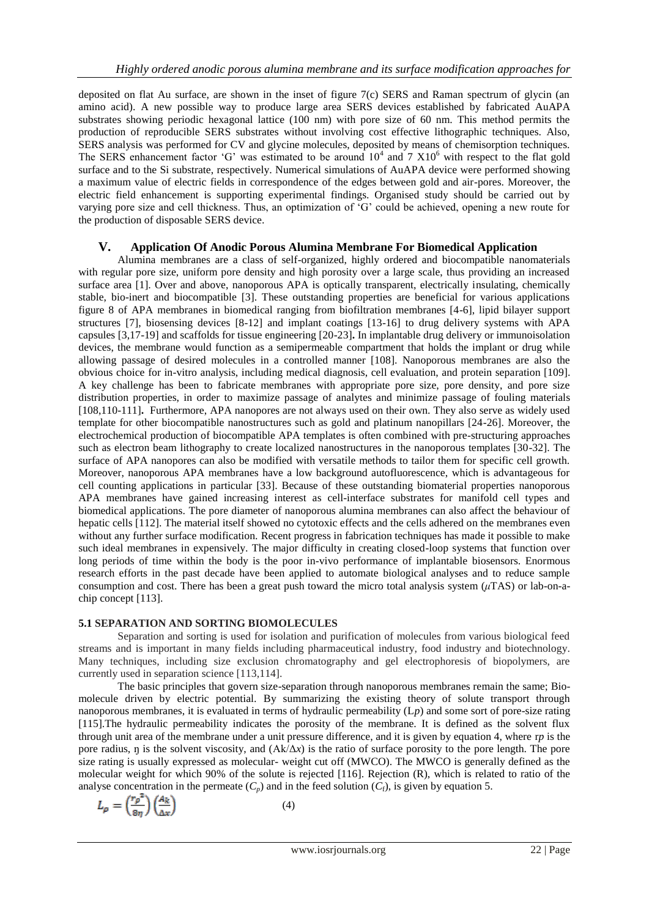deposited on flat Au surface, are shown in the inset of figure 7(c) SERS and Raman spectrum of glycin (an amino acid). A new possible way to produce large area SERS devices established by fabricated AuAPA substrates showing periodic hexagonal lattice (100 nm) with pore size of 60 nm. This method permits the production of reproducible SERS substrates without involving cost effective lithographic techniques. Also, SERS analysis was performed for CV and glycine molecules, deposited by means of chemisorption techniques. The SERS enhancement factor 'G' was estimated to be around $10^4$ and $7 \times 10^6$ with respect to the flat gold surface and to the Si substrate, respectively. Numerical simulations of AuAPA device were performed showing a maximum value of electric fields in correspondence of the edges between gold and air-pores. Moreover, the electric field enhancement is supporting experimental findings. Organised study should be carried out by varying pore size and cell thickness. Thus, an optimization of 'G' could be achieved, opening a new route for the production of disposable SERS device.

## V. Application Of Anodic Porous Alumina Membrane For Biomedical Application

Alumina membranes are a class of self-organized, highly ordered and biocompatible nanomaterials with regular pore size, uniform pore density and high porosity over a large scale, thus providing an increased surface area [1]. Over and above, nanoporous APA is optically transparent, electrically insulating, chemically stable, bio-inert and biocompatible [3]. These outstanding properties are beneficial for various applications figure 8 of APA membranes in biomedical ranging from biofiltration membranes [4-6], lipid bilayer support structures [7], biosensing devices [8-12] and implant coatings [13-16] to drug delivery systems with APA capsules [3,17-19] and scaffolds for tissue engineering [20-23]**.** In implantable drug delivery or immunoisolation devices, the membrane would function as a semipermeable compartment that holds the implant or drug while allowing passage of desired molecules in a controlled manner [108]. Nanoporous membranes are also the obvious choice for in-vitro analysis, including medical diagnosis, cell evaluation, and protein separation [109]. A key challenge has been to fabricate membranes with appropriate pore size, pore density, and pore size distribution properties, in order to maximize passage of analytes and minimize passage of fouling materials [108,110-111]**.** Furthermore, APA nanopores are not always used on their own. They also serve as widely used template for other biocompatible nanostructures such as gold and platinum nanopillars [24-26]. Moreover, the electrochemical production of biocompatible APA templates is often combined with pre-structuring approaches such as electron beam lithography to create localized nanostructures in the nanoporous templates [30-32]. The surface of APA nanopores can also be modified with versatile methods to tailor them for specific cell growth. Moreover, nanoporous APA membranes have a low background autofluorescence, which is advantageous for cell counting applications in particular [33]. Because of these outstanding biomaterial properties nanoporous APA membranes have gained increasing interest as cell-interface substrates for manifold cell types and biomedical applications. The pore diameter of nanoporous alumina membranes can also affect the behaviour of hepatic cells [112]. The material itself showed no cytotoxic effects and the cells adhered on the membranes even without any further surface modification. Recent progress in fabrication techniques has made it possible to make such ideal membranes in expensively. The major difficulty in creating closed-loop systems that function over long periods of time within the body is the poor in-vivo performance of implantable biosensors. Enormous research efforts in the past decade have been applied to automate biological analyses and to reduce sample consumption and cost. There has been a great push toward the micro total analysis system ($\mu$TAS) or lab-on-a-chip concept [113].

### 5.1 SEPARATION AND SORTING BIOMOLECULES

Separation and sorting is used for isolation and purification of molecules from various biological feed streams and is important in many fields including pharmaceutical industry, food industry and biotechnology. Many techniques, including size exclusion chromatography and gel electrophoresis of biopolymers, are currently used in separation science [113,114].

The basic principles that govern size-separation through nanoporous membranes remain the same; Bio-molecule driven by electric potential. By summarizing the existing theory of solute transport through nanoporous membranes, it is evaluated in terms of hydraulic permeability ($L_p$) and some sort of pore-size rating [115].The hydraulic permeability indicates the porosity of the membrane. It is defined as the solvent flux through unit area of the membrane under a unit pressure difference, and it is given by equation 4, where $r_p$ is the pore radius, $\eta$ is the solvent viscosity, and $(A_k/\Delta x)$ is the ratio of surface porosity to the pore length. The pore size rating is usually expressed as molecular- weight cut off (MWCO). The MWCO is generally defined as the molecular weight for which 90% of the solute is rejected [116]. Rejection (R), which is related to ratio of the analyse concentration in the permeate ($C_p$) and in the feed solution ($C_f$), is given by equation 5.

$$L_p = \left(\frac{r_p^2}{8\eta}\right)\left(\frac{A_k}{\Delta x}\right) \qquad (4)$$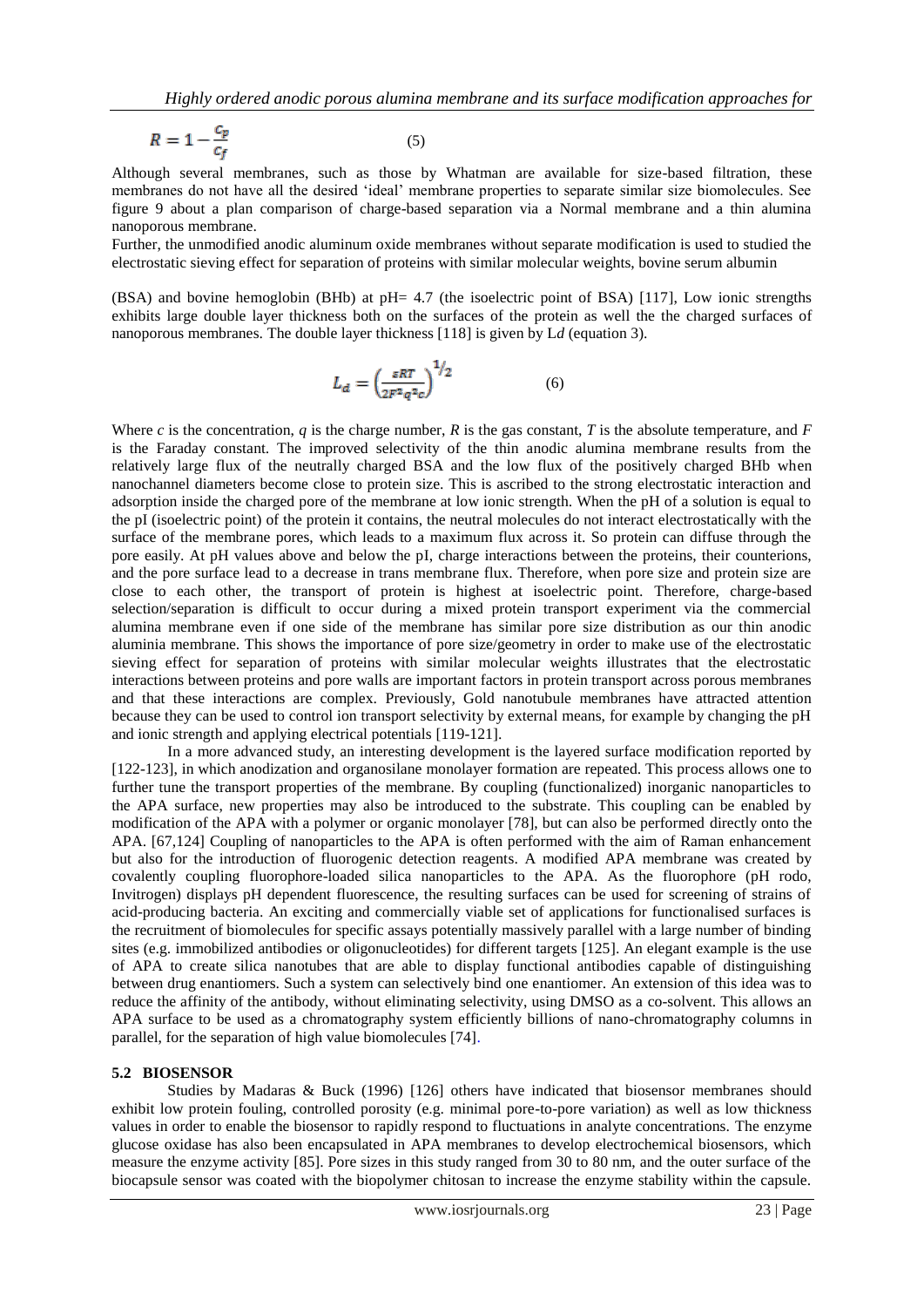$$R = 1 - \frac{c_p}{c_f} \quad (5)$$

Although several membranes, such as those by Whatman are available for size-based filtration, these membranes do not have all the desired 'ideal' membrane properties to separate similar size biomolecules. See figure 9 about a plan comparison of charge-based separation via a Normal membrane and a thin alumina nanoporous membrane.

Further, the unmodified anodic aluminum oxide membranes without separate modification is used to studied the electrostatic sieving effect for separation of proteins with similar molecular weights, bovine serum albumin

(BSA) and bovine hemoglobin (BHb) at pH= 4.7 (the isoelectric point of BSA) [117], Low ionic strengths exhibits large double layer thickness both on the surfaces of the protein as well the the charged surfaces of nanoporous membranes. The double layer thickness [118] is given by L*d* (equation 3).

$$L_d = \left(\frac{\varepsilon RT}{2F^2 q^2 c}\right)^{1/2} \quad (6)$$

Where *c* is the concentration, *q* is the charge number, *R* is the gas constant, *T* is the absolute temperature, and *F* is the Faraday constant. The improved selectivity of the thin anodic alumina membrane results from the relatively large flux of the neutrally charged BSA and the low flux of the positively charged BHb when nanochannel diameters become close to protein size. This is ascribed to the strong electrostatic interaction and adsorption inside the charged pore of the membrane at low ionic strength. When the pH of a solution is equal to the pI (isoelectric point) of the protein it contains, the neutral molecules do not interact electrostatically with the surface of the membrane pores, which leads to a maximum flux across it. So protein can diffuse through the pore easily. At pH values above and below the pI, charge interactions between the proteins, their counterions, and the pore surface lead to a decrease in trans membrane flux. Therefore, when pore size and protein size are close to each other, the transport of protein is highest at isoelectric point. Therefore, charge-based selection/separation is difficult to occur during a mixed protein transport experiment via the commercial alumina membrane even if one side of the membrane has similar pore size distribution as our thin anodic aluminia membrane. This shows the importance of pore size/geometry in order to make use of the electrostatic sieving effect for separation of proteins with similar molecular weights illustrates that the electrostatic interactions between proteins and pore walls are important factors in protein transport across porous membranes and that these interactions are complex. Previously, Gold nanotubule membranes have attracted attention because they can be used to control ion transport selectivity by external means, for example by changing the pH and ionic strength and applying electrical potentials [119-121].

In a more advanced study, an interesting development is the layered surface modification reported by [122-123], in which anodization and organosilane monolayer formation are repeated. This process allows one to further tune the transport properties of the membrane. By coupling (functionalized) inorganic nanoparticles to the APA surface, new properties may also be introduced to the substrate. This coupling can be enabled by modification of the APA with a polymer or organic monolayer [78], but can also be performed directly onto the APA. [67,124] Coupling of nanoparticles to the APA is often performed with the aim of Raman enhancement but also for the introduction of fluorogenic detection reagents. A modified APA membrane was created by covalently coupling fluorophore-loaded silica nanoparticles to the APA. As the fluorophore (pH rodo, Invitrogen) displays pH dependent fluorescence, the resulting surfaces can be used for screening of strains of acid-producing bacteria. An exciting and commercially viable set of applications for functionalised surfaces is the recruitment of biomolecules for specific assays potentially massively parallel with a large number of binding sites (e.g. immobilized antibodies or oligonucleotides) for different targets [125]. An elegant example is the use of APA to create silica nanotubes that are able to display functional antibodies capable of distinguishing between drug enantiomers. Such a system can selectively bind one enantiomer. An extension of this idea was to reduce the affinity of the antibody, without eliminating selectivity, using DMSO as a co-solvent. This allows an APA surface to be used as a chromatography system efficiently billions of nano-chromatography columns in parallel, for the separation of high value biomolecules [74].

### 5.2 BIOSENSOR

Studies by Madaras & Buck (1996) [126] others have indicated that biosensor membranes should exhibit low protein fouling, controlled porosity (e.g. minimal pore-to-pore variation) as well as low thickness values in order to enable the biosensor to rapidly respond to fluctuations in analyte concentrations. The enzyme glucose oxidase has also been encapsulated in APA membranes to develop electrochemical biosensors, which measure the enzyme activity [85]. Pore sizes in this study ranged from 30 to 80 nm, and the outer surface of the biocapsule sensor was coated with the biopolymer chitosan to increase the enzyme stability within the capsule.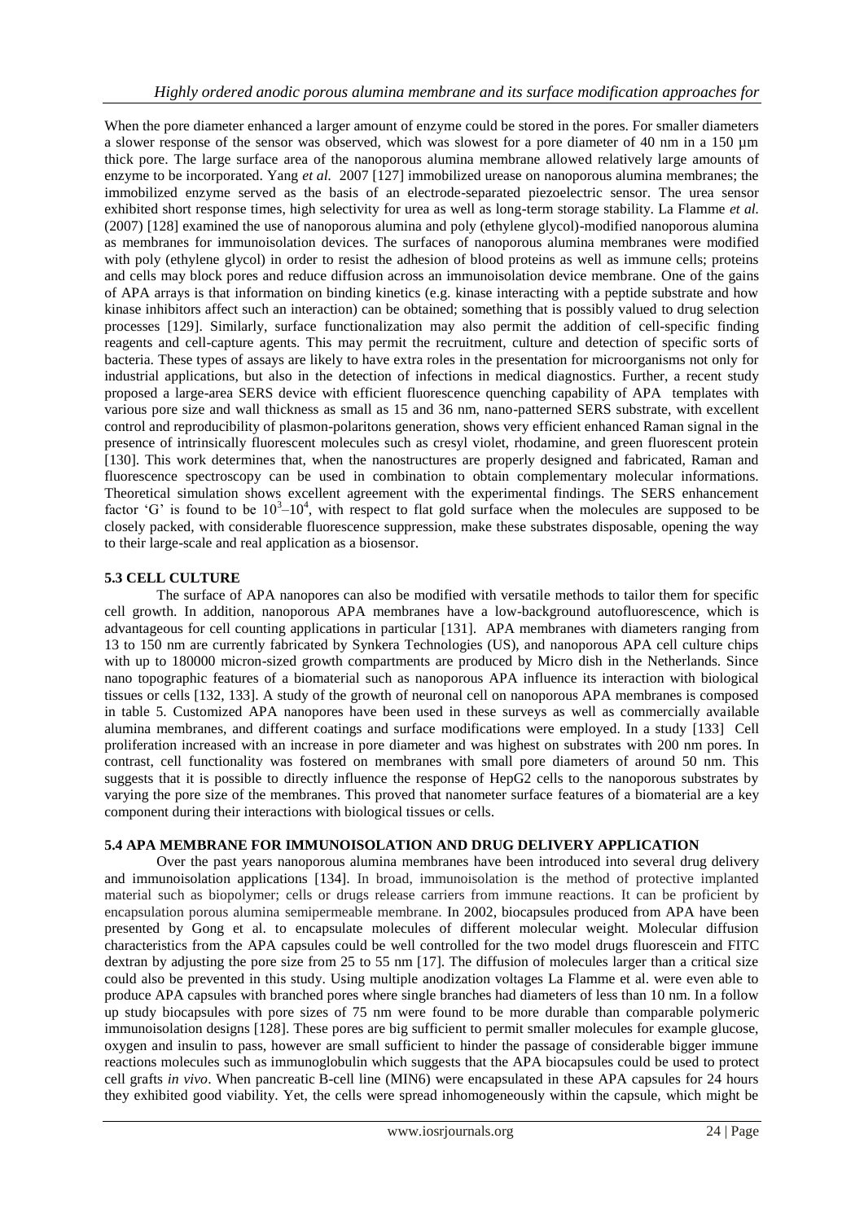When the pore diameter enhanced a larger amount of enzyme could be stored in the pores. For smaller diameters a slower response of the sensor was observed, which was slowest for a pore diameter of 40 nm in a 150 µm thick pore. The large surface area of the nanoporous alumina membrane allowed relatively large amounts of enzyme to be incorporated. Yang *et al.* 2007 [127] immobilized urease on nanoporous alumina membranes; the immobilized enzyme served as the basis of an electrode-separated piezoelectric sensor. The urea sensor exhibited short response times, high selectivity for urea as well as long-term storage stability. La Flamme *et al.* (2007) [128] examined the use of nanoporous alumina and poly (ethylene glycol)-modified nanoporous alumina as membranes for immunoisolation devices. The surfaces of nanoporous alumina membranes were modified with poly (ethylene glycol) in order to resist the adhesion of blood proteins as well as immune cells; proteins and cells may block pores and reduce diffusion across an immunoisolation device membrane. One of the gains of APA arrays is that information on binding kinetics (e.g. kinase interacting with a peptide substrate and how kinase inhibitors affect such an interaction) can be obtained; something that is possibly valued to drug selection processes [129]. Similarly, surface functionalization may also permit the addition of cell-specific finding reagents and cell-capture agents. This may permit the recruitment, culture and detection of specific sorts of bacteria. These types of assays are likely to have extra roles in the presentation for microorganisms not only for industrial applications, but also in the detection of infections in medical diagnostics. Further, a recent study proposed a large-area SERS device with efficient fluorescence quenching capability of APA templates with various pore size and wall thickness as small as 15 and 36 nm, nano-patterned SERS substrate, with excellent control and reproducibility of plasmon-polaritons generation, shows very efficient enhanced Raman signal in the presence of intrinsically fluorescent molecules such as cresyl violet, rhodamine, and green fluorescent protein [130]. This work determines that, when the nanostructures are properly designed and fabricated, Raman and fluorescence spectroscopy can be used in combination to obtain complementary molecular informations. Theoretical simulation shows excellent agreement with the experimental findings. The SERS enhancement factor 'G' is found to be $10^3$–$10^4$, with respect to flat gold surface when the molecules are supposed to be closely packed, with considerable fluorescence suppression, make these substrates disposable, opening the way to their large-scale and real application as a biosensor.

### 5.3 CELL CULTURE

The surface of APA nanopores can also be modified with versatile methods to tailor them for specific cell growth. In addition, nanoporous APA membranes have a low-background autofluorescence, which is advantageous for cell counting applications in particular [131]. APA membranes with diameters ranging from 13 to 150 nm are currently fabricated by Synkera Technologies (US), and nanoporous APA cell culture chips with up to 180000 micron-sized growth compartments are produced by Micro dish in the Netherlands. Since nano topographic features of a biomaterial such as nanoporous APA influence its interaction with biological tissues or cells [132, 133]. A study of the growth of neuronal cell on nanoporous APA membranes is composed in table 5. Customized APA nanopores have been used in these surveys as well as commercially available alumina membranes, and different coatings and surface modifications were employed. In a study [133] Cell proliferation increased with an increase in pore diameter and was highest on substrates with 200 nm pores. In contrast, cell functionality was fostered on membranes with small pore diameters of around 50 nm. This suggests that it is possible to directly influence the response of HepG2 cells to the nanoporous substrates by varying the pore size of the membranes. This proved that nanometer surface features of a biomaterial are a key component during their interactions with biological tissues or cells.

### 5.4 APA MEMBRANE FOR IMMUNOISOLATION AND DRUG DELIVERY APPLICATION

Over the past years nanoporous alumina membranes have been introduced into several drug delivery and immunoisolation applications [134]. In broad, immunoisolation is the method of protective implanted material such as biopolymer; cells or drugs release carriers from immune reactions. It can be proficient by encapsulation porous alumina semipermeable membrane. In 2002, biocapsules produced from APA have been presented by Gong et al. to encapsulate molecules of different molecular weight. Molecular diffusion characteristics from the APA capsules could be well controlled for the two model drugs fluorescein and FITC dextran by adjusting the pore size from 25 to 55 nm [17]. The diffusion of molecules larger than a critical size could also be prevented in this study. Using multiple anodization voltages La Flamme et al. were even able to produce APA capsules with branched pores where single branches had diameters of less than 10 nm. In a follow up study biocapsules with pore sizes of 75 nm were found to be more durable than comparable polymeric immunoisolation designs [128]. These pores are big sufficient to permit smaller molecules for example glucose, oxygen and insulin to pass, however are small sufficient to hinder the passage of considerable bigger immune reactions molecules such as immunoglobulin which suggests that the APA biocapsules could be used to protect cell grafts *in vivo*. When pancreatic B-cell line (MIN6) were encapsulated in these APA capsules for 24 hours they exhibited good viability. Yet, the cells were spread inhomogeneously within the capsule, which might be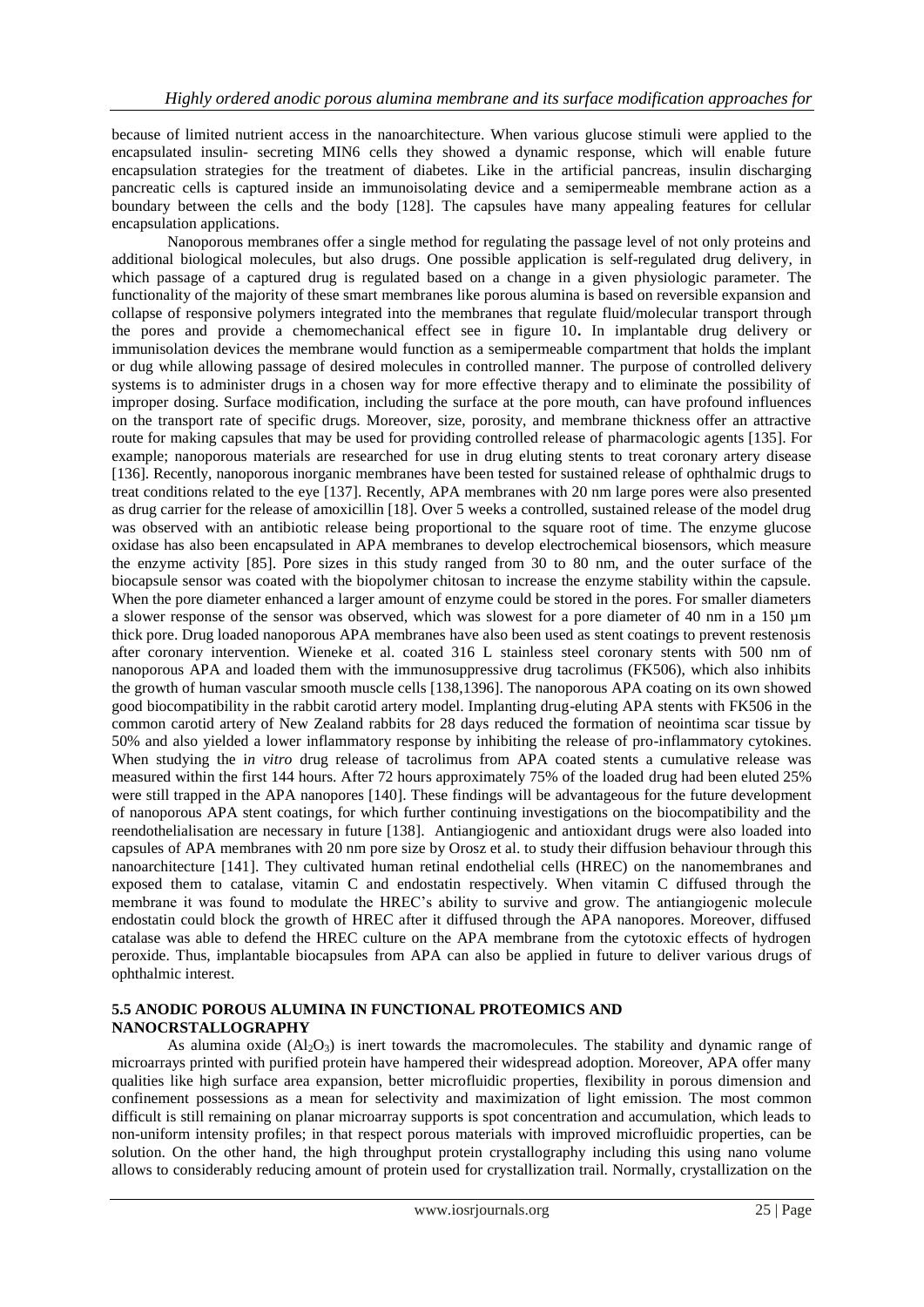because of limited nutrient access in the nanoarchitecture. When various glucose stimuli were applied to the encapsulated insulin- secreting MIN6 cells they showed a dynamic response, which will enable future encapsulation strategies for the treatment of diabetes. Like in the artificial pancreas, insulin discharging pancreatic cells is captured inside an immunoisolating device and a semipermeable membrane action as a boundary between the cells and the body [128]. The capsules have many appealing features for cellular encapsulation applications.

Nanoporous membranes offer a single method for regulating the passage level of not only proteins and additional biological molecules, but also drugs. One possible application is self-regulated drug delivery, in which passage of a captured drug is regulated based on a change in a given physiologic parameter. The functionality of the majority of these smart membranes like porous alumina is based on reversible expansion and collapse of responsive polymers integrated into the membranes that regulate fluid/molecular transport through the pores and provide a chemomechanical effect see in figure 10**.** In implantable drug delivery or immunisolation devices the membrane would function as a semipermeable compartment that holds the implant or dug while allowing passage of desired molecules in controlled manner. The purpose of controlled delivery systems is to administer drugs in a chosen way for more effective therapy and to eliminate the possibility of improper dosing. Surface modification, including the surface at the pore mouth, can have profound influences on the transport rate of specific drugs. Moreover, size, porosity, and membrane thickness offer an attractive route for making capsules that may be used for providing controlled release of pharmacologic agents [135]. For example; nanoporous materials are researched for use in drug eluting stents to treat coronary artery disease [136]. Recently, nanoporous inorganic membranes have been tested for sustained release of ophthalmic drugs to treat conditions related to the eye [137]. Recently, APA membranes with 20 nm large pores were also presented as drug carrier for the release of amoxicillin [18]. Over 5 weeks a controlled, sustained release of the model drug was observed with an antibiotic release being proportional to the square root of time. The enzyme glucose oxidase has also been encapsulated in APA membranes to develop electrochemical biosensors, which measure the enzyme activity [85]. Pore sizes in this study ranged from 30 to 80 nm, and the outer surface of the biocapsule sensor was coated with the biopolymer chitosan to increase the enzyme stability within the capsule. When the pore diameter enhanced a larger amount of enzyme could be stored in the pores. For smaller diameters a slower response of the sensor was observed, which was slowest for a pore diameter of 40 nm in a 150 µm thick pore. Drug loaded nanoporous APA membranes have also been used as stent coatings to prevent restenosis after coronary intervention. Wieneke et al. coated 316 L stainless steel coronary stents with 500 nm of nanoporous APA and loaded them with the immunosuppressive drug tacrolimus (FK506), which also inhibits the growth of human vascular smooth muscle cells [138,1396]. The nanoporous APA coating on its own showed good biocompatibility in the rabbit carotid artery model. Implanting drug-eluting APA stents with FK506 in the common carotid artery of New Zealand rabbits for 28 days reduced the formation of neointima scar tissue by 50% and also yielded a lower inflammatory response by inhibiting the release of pro-inflammatory cytokines. When studying the i*n vitro* drug release of tacrolimus from APA coated stents a cumulative release was measured within the first 144 hours. After 72 hours approximately 75% of the loaded drug had been eluted 25% were still trapped in the APA nanopores [140]. These findings will be advantageous for the future development of nanoporous APA stent coatings, for which further continuing investigations on the biocompatibility and the reendothelialisation are necessary in future [138]. Antiangiogenic and antioxidant drugs were also loaded into capsules of APA membranes with 20 nm pore size by Orosz et al. to study their diffusion behaviour through this nanoarchitecture [141]. They cultivated human retinal endothelial cells (HREC) on the nanomembranes and exposed them to catalase, vitamin C and endostatin respectively. When vitamin C diffused through the membrane it was found to modulate the HREC's ability to survive and grow. The antiangiogenic molecule endostatin could block the growth of HREC after it diffused through the APA nanopores. Moreover, diffused catalase was able to defend the HREC culture on the APA membrane from the cytotoxic effects of hydrogen peroxide. Thus, implantable biocapsules from APA can also be applied in future to deliver various drugs of ophthalmic interest.

### 5.5 ANODIC POROUS ALUMINA IN FUNCTIONAL PROTEOMICS AND NANOCRSTALLOGRAPHY

As alumina oxide ($Al_2O_3$) is inert towards the macromolecules. The stability and dynamic range of microarrays printed with purified protein have hampered their widespread adoption. Moreover, APA offer many qualities like high surface area expansion, better microfluidic properties, flexibility in porous dimension and confinement possessions as a mean for selectivity and maximization of light emission. The most common difficult is still remaining on planar microarray supports is spot concentration and accumulation, which leads to non-uniform intensity profiles; in that respect porous materials with improved microfluidic properties, can be solution. On the other hand, the high throughput protein crystallography including this using nano volume allows to considerably reducing amount of protein used for crystallization trail. Normally, crystallization on the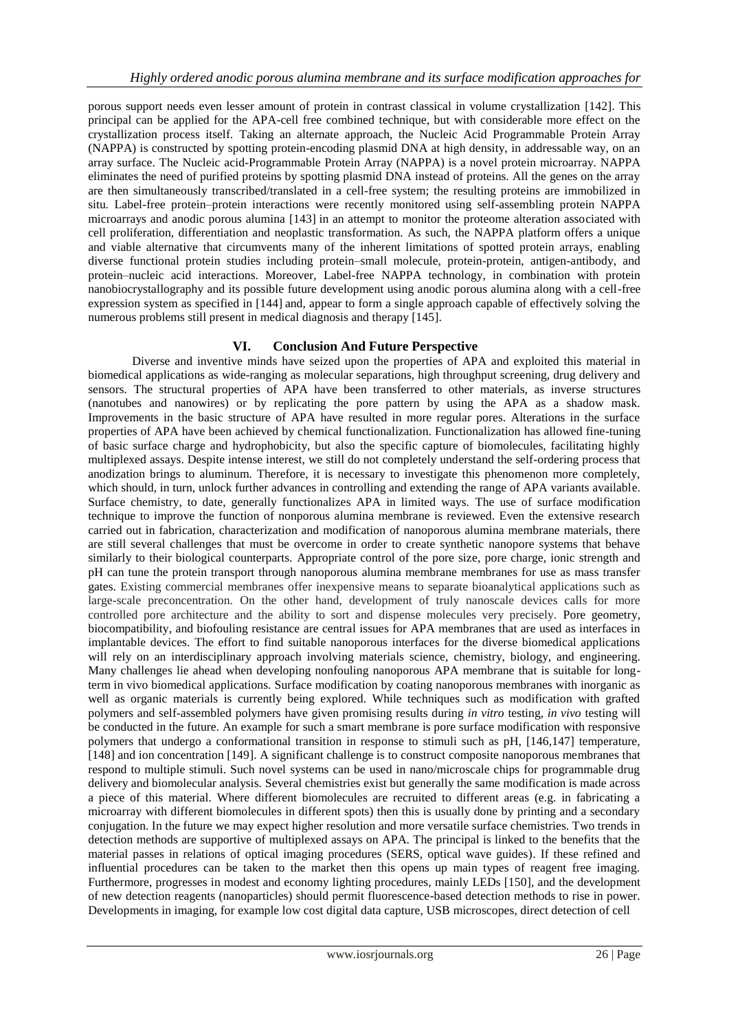porous support needs even lesser amount of protein in contrast classical in volume crystallization [142]. This principal can be applied for the APA-cell free combined technique, but with considerable more effect on the crystallization process itself. Taking an alternate approach, the Nucleic Acid Programmable Protein Array (NAPPA) is constructed by spotting protein-encoding plasmid DNA at high density, in addressable way, on an array surface. The Nucleic acid-Programmable Protein Array (NAPPA) is a novel protein microarray. NAPPA eliminates the need of purified proteins by spotting plasmid DNA instead of proteins. All the genes on the array are then simultaneously transcribed/translated in a cell-free system; the resulting proteins are immobilized in situ. Label-free protein–protein interactions were recently monitored using self-assembling protein NAPPA microarrays and anodic porous alumina [143] in an attempt to monitor the proteome alteration associated with cell proliferation, differentiation and neoplastic transformation. As such, the NAPPA platform offers a unique and viable alternative that circumvents many of the inherent limitations of spotted protein arrays, enabling diverse functional protein studies including protein–small molecule, protein-protein, antigen-antibody, and protein–nucleic acid interactions. Moreover, Label-free NAPPA technology, in combination with protein nanobiocrystallography and its possible future development using anodic porous alumina along with a cell-free expression system as specified in [144] and, appear to form a single approach capable of effectively solving the numerous problems still present in medical diagnosis and therapy [145].

## VI. Conclusion And Future Perspective

Diverse and inventive minds have seized upon the properties of APA and exploited this material in biomedical applications as wide-ranging as molecular separations, high throughput screening, drug delivery and sensors. The structural properties of APA have been transferred to other materials, as inverse structures (nanotubes and nanowires) or by replicating the pore pattern by using the APA as a shadow mask. Improvements in the basic structure of APA have resulted in more regular pores. Alterations in the surface properties of APA have been achieved by chemical functionalization. Functionalization has allowed fine-tuning of basic surface charge and hydrophobicity, but also the specific capture of biomolecules, facilitating highly multiplexed assays. Despite intense interest, we still do not completely understand the self-ordering process that anodization brings to aluminum. Therefore, it is necessary to investigate this phenomenon more completely, which should, in turn, unlock further advances in controlling and extending the range of APA variants available. Surface chemistry, to date, generally functionalizes APA in limited ways. The use of surface modification technique to improve the function of nonporous alumina membrane is reviewed. Even the extensive research carried out in fabrication, characterization and modification of nanoporous alumina membrane materials, there are still several challenges that must be overcome in order to create synthetic nanopore systems that behave similarly to their biological counterparts. Appropriate control of the pore size, pore charge, ionic strength and pH can tune the protein transport through nanoporous alumina membrane membranes for use as mass transfer gates. Existing commercial membranes offer inexpensive means to separate bioanalytical applications such as large-scale preconcentration. On the other hand, development of truly nanoscale devices calls for more controlled pore architecture and the ability to sort and dispense molecules very precisely. Pore geometry, biocompatibility, and biofouling resistance are central issues for APA membranes that are used as interfaces in implantable devices. The effort to find suitable nanoporous interfaces for the diverse biomedical applications will rely on an interdisciplinary approach involving materials science, chemistry, biology, and engineering. Many challenges lie ahead when developing nonfouling nanoporous APA membrane that is suitable for long-term in vivo biomedical applications. Surface modification by coating nanoporous membranes with inorganic as well as organic materials is currently being explored. While techniques such as modification with grafted polymers and self-assembled polymers have given promising results during *in vitro* testing, *in vivo* testing will be conducted in the future. An example for such a smart membrane is pore surface modification with responsive polymers that undergo a conformational transition in response to stimuli such as pH, [146,147] temperature, [148] and ion concentration [149]. A significant challenge is to construct composite nanoporous membranes that respond to multiple stimuli. Such novel systems can be used in nano/microscale chips for programmable drug delivery and biomolecular analysis. Several chemistries exist but generally the same modification is made across a piece of this material. Where different biomolecules are recruited to different areas (e.g. in fabricating a microarray with different biomolecules in different spots) then this is usually done by printing and a secondary conjugation. In the future we may expect higher resolution and more versatile surface chemistries. Two trends in detection methods are supportive of multiplexed assays on APA. The principal is linked to the benefits that the material passes in relations of optical imaging procedures (SERS, optical wave guides). If these refined and influential procedures can be taken to the market then this opens up main types of reagent free imaging. Furthermore, progresses in modest and economy lighting procedures, mainly LEDs [150], and the development of new detection reagents (nanoparticles) should permit fluorescence-based detection methods to rise in power. Developments in imaging, for example low cost digital data capture, USB microscopes, direct detection of cell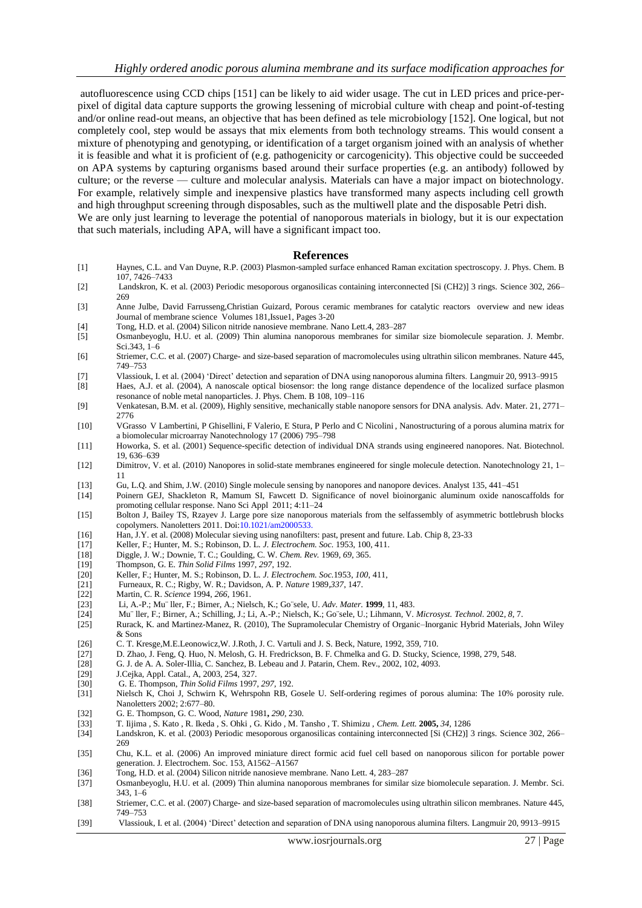autofluorescence using CCD chips [151] can be likely to aid wider usage. The cut in LED prices and price-per-pixel of digital data capture supports the growing lessening of microbial culture with cheap and point-of-testing and/or online read-out means, an objective that has been defined as tele microbiology [152]. One logical, but not completely cool, step would be assays that mix elements from both technology streams. This would consent a mixture of phenotyping and genotyping, or identification of a target organism joined with an analysis of whether it is feasible and what it is proficient of (e.g. pathogenicity or carcogenicity). This objective could be succeeded on APA systems by capturing organisms based around their surface properties (e.g. an antibody) followed by culture; or the reverse — culture and molecular analysis. Materials can have a major impact on biotechnology. For example, relatively simple and inexpensive plastics have transformed many aspects including cell growth and high throughput screening through disposables, such as the multiwell plate and the disposable Petri dish.
We are only just learning to leverage the potential of nanoporous materials in biology, but it is our expectation that such materials, including APA, will have a significant impact too.

## References

[1] Haynes, C.L. and Van Duyne, R.P. (2003) Plasmon-sampled surface enhanced Raman excitation spectroscopy. J. Phys. Chem. B 107, 7426–7433

[2] Landskron, K. et al. (2003) Periodic mesoporous organosilicas containing interconnected [Si (CH2)] 3 rings. Science 302, 266–269

[3] Anne Julbe, David Farrusseng,Christian Guizard, Porous ceramic membranes for catalytic reactors overview and new ideas Journal of membrane science Volumes 181,Issue1, Pages 3-20

[4] Tong, H.D. et al. (2004) Silicon nitride nanosieve membrane. Nano Lett.4, 283–287

[5] Osmanbeyoglu, H.U. et al. (2009) Thin alumina nanoporous membranes for similar size biomolecule separation. J. Membr. Sci.343, 1–6

[6] Striemer, C.C. et al. (2007) Charge- and size-based separation of macromolecules using ultrathin silicon membranes. Nature 445, 749–753

[7] Vlassiouk, I. et al. (2004) 'Direct' detection and separation of DNA using nanoporous alumina filters. Langmuir 20, 9913–9915

[8] Haes, A.J. et al. (2004), A nanoscale optical biosensor: the long range distance dependence of the localized surface plasmon resonance of noble metal nanoparticles. J. Phys. Chem. B 108, 109–116

[9] Venkatesan, B.M. et al. (2009), Highly sensitive, mechanically stable nanopore sensors for DNA analysis. Adv. Mater. 21, 2771–2776

[10] VGrasso V Lambertini, P Ghisellini, F Valerio, E Stura, P Perlo and C Nicolini , Nanostructuring of a porous alumina matrix for a biomolecular microarray Nanotechnology 17 (2006) 795–798

[11] Howorka, S. et al. (2001) Sequence-specific detection of individual DNA strands using engineered nanopores. Nat. Biotechnol. 19, 636–639

[12] Dimitrov, V. et al. (2010) Nanopores in solid-state membranes engineered for single molecule detection. Nanotechnology 21, 1–11

[13] Gu, L.Q. and Shim, J.W. (2010) Single molecule sensing by nanopores and nanopore devices. Analyst 135, 441–451

[14] Poinern GEJ, Shackleton R, Mamum SI, Fawcett D. Significance of novel bioinorganic aluminum oxide nanoscaffolds for promoting cellular response. Nano Sci Appl 2011; 4:11–24

[15] Bolton J, Bailey TS, Rzayev J. Large pore size nanoporous materials from the selfassembly of asymmetric bottlebrush blocks copolymers. Nanoletters 2011. Doi:10.1021/am2000533.

[16] Han, J.Y. et al. (2008) Molecular sieving using nanofilters: past, present and future. Lab. Chip 8, 23-33

[17] Keller, F.; Hunter, M. S.; Robinson, D. L. *J. Electrochem. Soc.* 1953, 100, 411.

[18] Diggle, J. W.; Downie, T. C.; Goulding, C. W. *Chem. Rev.* 1969, *69*, 365.

[19] Thompson, G. E. *Thin Solid Films* 1997, *297*, 192.

[20] Keller, F.; Hunter, M. S.; Robinson, D. L. *J. Electrochem. Soc.*1953, *100*, 411,

[21] Furneaux, R. C.; Rigby, W. R.; Davidson, A. P. *Nature* 1989,*337*, 147.

[22] Martin, C. R. *Science* 1994, *266*, 1961.

[23] Li, A.-P.; Mu¨ ller, F.; Birner, A.; Nielsch, K.; Go¨sele, U. *Adv. Mater.* **1999**, 11, 483.

[24] Mu¨ ller, F.; Birner, A.; Schilling, J.; Li, A.-P.; Nielsch, K.; Go¨sele, U.; Lihmann, V. *Microsyst. Technol*. 2002, *8*, 7.

[25] Rurack, K. and Martinez-Manez, R. (2010), The Supramolecular Chemistry of Organic–Inorganic Hybrid Materials, John Wiley & Sons

[26] C. T. Kresge,M.E.Leonowicz,W. J.Roth, J. C. Vartuli and J. S. Beck, Nature, 1992, 359, 710.

[27] D. Zhao, J. Feng, Q. Huo, N. Melosh, G. H. Fredrickson, B. F. Chmelka and G. D. Stucky, Science, 1998, 279, 548.

[28] G. J. de A. A. Soler-Illia, C. Sanchez, B. Lebeau and J. Patarin, Chem. Rev., 2002, 102, 4093.

[29] J.Cejka, Appl. Catal., A, 2003, 254, 327.

[30] G. E. Thompson, *Thin Solid Films* 1997, *297*, 192.

[31] Nielsch K, Choi J, Schwirn K, Wehrspohn RB, Gosele U. Self-ordering regimes of porous alumina: The 10% porosity rule. Nanoletters 2002; 2:677–80.

[32] G. E. Thompson, G. C. Wood, *Nature* 1981**,** *290*, 230.

[33] T. Iijima , S. Kato , R. Ikeda , S. Ohki , G. Kido , M. Tansho , T. Shimizu , *Chem. Lett.* **2005,** *34*, 1286

[34] Landskron, K. et al. (2003) Periodic mesoporous organosilicas containing interconnected [Si (CH2)] 3 rings. Science 302, 266–269

[35] Chu, K.L. et al. (2006) An improved miniature direct formic acid fuel cell based on nanoporous silicon for portable power generation. J. Electrochem. Soc. 153, A1562–A1567

[36] Tong, H.D. et al. (2004) Silicon nitride nanosieve membrane. Nano Lett. 4, 283–287

[37] Osmanbeyoglu, H.U. et al. (2009) Thin alumina nanoporous membranes for similar size biomolecule separation. J. Membr. Sci. 343, 1–6

[38] Striemer, C.C. et al. (2007) Charge- and size-based separation of macromolecules using ultrathin silicon membranes. Nature 445, 749–753

[39] Vlassiouk, I. et al. (2004) 'Direct' detection and separation of DNA using nanoporous alumina filters. Langmuir 20, 9913–9915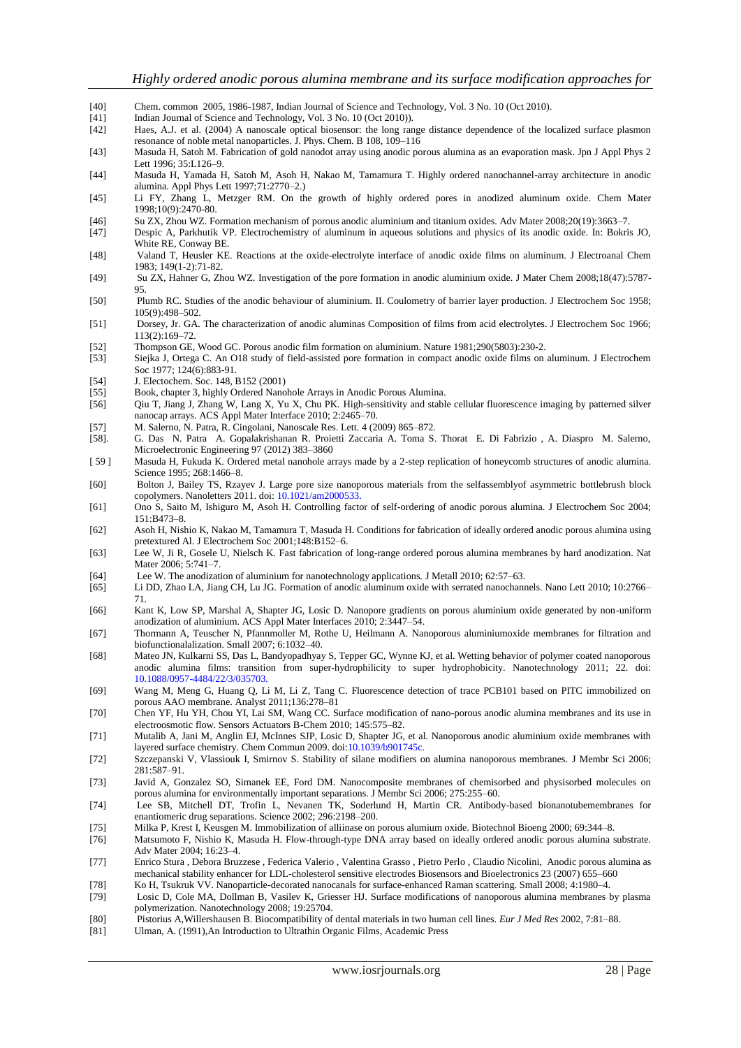[40] Chem. common 2005, 1986-1987, Indian Journal of Science and Technology, Vol. 3 No. 10 (Oct 2010).

[41] Indian Journal of Science and Technology, Vol. 3 No. 10 (Oct 2010)).

[42] Haes, A.J. et al. (2004) A nanoscale optical biosensor: the long range distance dependence of the localized surface plasmon resonance of noble metal nanoparticles. J. Phys. Chem. B 108, 109–116

[43] Masuda H, Satoh M. Fabrication of gold nanodot array using anodic porous alumina as an evaporation mask. Jpn J Appl Phys 2 Lett 1996; 35:L126–9.

[44] Masuda H, Yamada H, Satoh M, Asoh H, Nakao M, Tamamura T. Highly ordered nanochannel-array architecture in anodic alumina. Appl Phys Lett 1997;71:2770–2.)

[45] Li FY, Zhang L, Metzger RM. On the growth of highly ordered pores in anodized aluminum oxide. Chem Mater 1998;10(9):2470-80.

[46] Su ZX, Zhou WZ. Formation mechanism of porous anodic aluminium and titanium oxides. Adv Mater 2008;20(19):3663–7.

[47] Despic A, Parkhutik VP. Electrochemistry of aluminum in aqueous solutions and physics of its anodic oxide. In: Bokris JO, White RE, Conway BE.

[48] Valand T, Heusler KE. Reactions at the oxide-electrolyte interface of anodic oxide films on aluminum. J Electroanal Chem 1983; 149(1-2):71-82.

[49] Su ZX, Hahner G, Zhou WZ. Investigation of the pore formation in anodic aluminium oxide. J Mater Chem 2008;18(47):5787-95.

[50] Plumb RC. Studies of the anodic behaviour of aluminium. II. Coulometry of barrier layer production. J Electrochem Soc 1958; 105(9):498–502.

[51] Dorsey, Jr. GA. The characterization of anodic aluminas Composition of films from acid electrolytes. J Electrochem Soc 1966; 113(2):169–72.

[52] Thompson GE, Wood GC. Porous anodic film formation on aluminium. Nature 1981;290(5803):230-2.

[53] Siejka J, Ortega C. An O18 study of field-assisted pore formation in compact anodic oxide films on aluminum. J Electrochem Soc 1977; 124(6):883-91.

[54] J. Electochem. Soc. 148, B152 (2001)

[55] Book, chapter 3, highly Ordered Nanohole Arrays in Anodic Porous Alumina.

[56] Qiu T, Jiang J, Zhang W, Lang X, Yu X, Chu PK. High-sensitivity and stable cellular fluorescence imaging by patterned silver nanocap arrays. ACS Appl Mater Interface 2010; 2:2465–70.

[57] M. Salerno, N. Patra, R. Cingolani, Nanoscale Res. Lett. 4 (2009) 865–872.

[58]. G. Das N. Patra A. Gopalakrishanan R. Proietti Zaccaria A. Toma S. Thorat E. Di Fabrizio , A. Diaspro M. Salerno, Microelectronic Engineering 97 (2012) 383–3860

[ 59 ] Masuda H, Fukuda K. Ordered metal nanohole arrays made by a 2-step replication of honeycomb structures of anodic alumina. Science 1995; 268:1466–8.

[60] Bolton J, Bailey TS, Rzayev J. Large pore size nanoporous materials from the selfassemblyof asymmetric bottlebrush block copolymers. Nanoletters 2011. doi: 10.1021/am2000533.

[61] Ono S, Saito M, Ishiguro M, Asoh H. Controlling factor of self-ordering of anodic porous alumina. J Electrochem Soc 2004; 151:B473–8.

[62] Asoh H, Nishio K, Nakao M, Tamamura T, Masuda H. Conditions for fabrication of ideally ordered anodic porous alumina using pretextured Al. J Electrochem Soc 2001;148:B152–6.

[63] Lee W, Ji R, Gosele U, Nielsch K. Fast fabrication of long-range ordered porous alumina membranes by hard anodization. Nat Mater 2006; 5:741–7.

[64] Lee W. The anodization of aluminium for nanotechnology applications. J Metall 2010; 62:57–63.

[65] Li DD, Zhao LA, Jiang CH, Lu JG. Formation of anodic aluminum oxide with serrated nanochannels. Nano Lett 2010; 10:2766–71.

[66] Kant K, Low SP, Marshal A, Shapter JG, Losic D. Nanopore gradients on porous aluminium oxide generated by non-uniform anodization of aluminium. ACS Appl Mater Interfaces 2010; 2:3447–54.

[67] Thormann A, Teuscher N, Pfannmoller M, Rothe U, Heilmann A. Nanoporous aluminiumoxide membranes for filtration and biofunctionalalization. Small 2007; 6:1032–40.

[68] Mateo JN, Kulkarni SS, Das L, Bandyopadhyay S, Tepper GC, Wynne KJ, et al. Wetting behavior of polymer coated nanoporous anodic alumina films: transition from super-hydrophilicity to super hydrophobicity. Nanotechnology 2011; 22. doi: 10.1088/0957-4484/22/3/035703.

[69] Wang M, Meng G, Huang Q, Li M, Li Z, Tang C. Fluorescence detection of trace PCB101 based on PITC immobilized on porous AAO membrane. Analyst 2011;136:278–81

[70] Chen YF, Hu YH, Chou YI, Lai SM, Wang CC. Surface modification of nano-porous anodic alumina membranes and its use in electroosmotic flow. Sensors Actuators B-Chem 2010; 145:575–82.

[71] Mutalib A, Jani M, Anglin EJ, McInnes SJP, Losic D, Shapter JG, et al. Nanoporous anodic aluminium oxide membranes with layered surface chemistry. Chem Commun 2009. doi:10.1039/b901745c.

[72] Szczepanski V, Vlassiouk I, Smirnov S. Stability of silane modifiers on alumina nanoporous membranes. J Membr Sci 2006; 281:587–91.

[73] Javid A, Gonzalez SO, Simanek EE, Ford DM. Nanocomposite membranes of chemisorbed and physisorbed molecules on porous alumina for environmentally important separations. J Membr Sci 2006; 275:255–60.

[74] Lee SB, Mitchell DT, Trofin L, Nevanen TK, Soderlund H, Martin CR. Antibody-based bionanotubemembranes for enantiomeric drug separations. Science 2002; 296:2198–200.

[75] Milka P, Krest I, Keusgen M. Immobilization of alliinase on porous alumium oxide. Biotechnol Bioeng 2000; 69:344–8.

[76] Matsumoto F, Nishio K, Masuda H. Flow-through-type DNA array based on ideally ordered anodic porous alumina substrate. Adv Mater 2004; 16:23–4.

[77] Enrico Stura , Debora Bruzzese , Federica Valerio , Valentina Grasso , Pietro Perlo , Claudio Nicolini, Anodic porous alumina as mechanical stability enhancer for LDL-cholesterol sensitive electrodes Biosensors and Bioelectronics 23 (2007) 655–660

[78] Ko H, Tsukruk VV. Nanoparticle-decorated nanocanals for surface-enhanced Raman scattering. Small 2008; 4:1980–4.

[79] Losic D, Cole MA, Dollman B, Vasilev K, Griesser HJ. Surface modifications of nanoporous alumina membranes by plasma polymerization. Nanotechnology 2008; 19:25704.

[80] Pistorius A,Willershausen B. Biocompatibility of dental materials in two human cell lines. *Eur J Med Res* 2002, 7:81–88.

[81] Ulman, A. (1991),An Introduction to Ultrathin Organic Films, Academic Press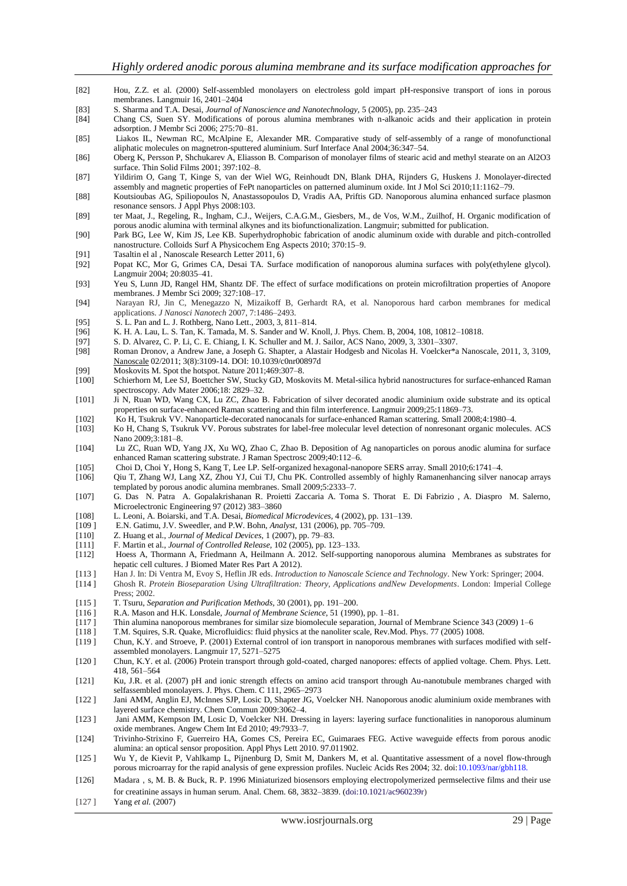[82] Hou, Z.Z. et al. (2000) Self-assembled monolayers on electroless gold impart pH-responsive transport of ions in porous membranes. Langmuir 16, 2401–2404

[83] S. Sharma and T.A. Desai, *Journal of Nanoscience and Nanotechnology*, 5 (2005), pp. 235–243

[84] Chang CS, Suen SY. Modifications of porous alumina membranes with n-alkanoic acids and their application in protein adsorption. J Membr Sci 2006; 275:70–81.

[85] Liakos IL, Newman RC, McAlpine E, Alexander MR. Comparative study of self-assembly of a range of monofunctional aliphatic molecules on magnetron-sputtered aluminium. Surf Interface Anal 2004;36:347–54.

[86] Oberg K, Persson P, Shchukarev A, Eliasson B. Comparison of monolayer films of stearic acid and methyl stearate on an Al2O3 surface. Thin Solid Films 2001; 397:102–8.

[87] Yildirim O, Gang T, Kinge S, van der Wiel WG, Reinhoudt DN, Blank DHA, Rijnders G, Huskens J. Monolayer-directed assembly and magnetic properties of FePt nanoparticles on patterned aluminum oxide. Int J Mol Sci 2010;11:1162–79.

[88] Koutsioubas AG, Spiliopoulos N, Anastassopoulos D, Vradis AA, Priftis GD. Nanoporous alumina enhanced surface plasmon resonance sensors. J Appl Phys 2008:103.

[89] ter Maat, J., Regeling, R., Ingham, C.J., Weijers, C.A.G.M., Giesbers, M., de Vos, W.M., Zuilhof, H. Organic modification of porous anodic alumina with terminal alkynes and its biofunctionalization. Langmuir; submitted for publication.

[90] Park BG, Lee W, Kim JS, Lee KB. Superhydrophobic fabrication of anodic aluminum oxide with durable and pitch-controlled nanostructure. Colloids Surf A Physicochem Eng Aspects 2010; 370:15–9.

[91] Tasaltin el al , Nanoscale Research Letter 2011, 6)

[92] Popat KC, Mor G, Grimes CA, Desai TA. Surface modification of nanoporous alumina surfaces with poly(ethylene glycol). Langmuir 2004; 20:8035–41.

[93] Yeu S, Lunn JD, Rangel HM, Shantz DF. The effect of surface modifications on protein microfiltration properties of Anopore membranes. J Membr Sci 2009; 327:108–17.

[94] Narayan RJ, Jin C, Menegazzo N, Mizaikoff B, Gerhardt RA, et al. Nanoporous hard carbon membranes for medical applications. *J Nanosci Nanotech* 2007, 7:1486–2493.

[95] S. L. Pan and L. J. Rothberg, Nano Lett., 2003, 3, 811–814.

[96] K. H. A. Lau, L. S. Tan, K. Tamada, M. S. Sander and W. Knoll, J. Phys. Chem. B, 2004, 108, 10812–10818.

[97] S. D. Alvarez, C. P. Li, C. E. Chiang, I. K. Schuller and M. J. Sailor, ACS Nano, 2009, 3, 3301–3307.

[98] Roman Dronov, a Andrew Jane, a Joseph G. Shapter, a Alastair Hodgesb and Nicolas H. Voelcker*a Nanoscale, 2011, 3, 3109, Nanoscale 02/2011; 3(8):3109-14. DOI: 10.1039/c0nr00897d

[99] Moskovits M. Spot the hotspot. Nature 2011;469:307–8.

[100] Schierhorn M, Lee SJ, Boettcher SW, Stucky GD, Moskovits M. Metal-silica hybrid nanostructures for surface-enhanced Raman spectroscopy. Adv Mater 2006;18: 2829–32.

[101] Ji N, Ruan WD, Wang CX, Lu ZC, Zhao B. Fabrication of silver decorated anodic aluminium oxide substrate and its optical properties on surface-enhanced Raman scattering and thin film interference. Langmuir 2009;25:11869–73.

[102] Ko H, Tsukruk VV. Nanoparticle-decorated nanocanals for surface-enhanced Raman scattering. Small 2008;4:1980–4.

[103] Ko H, Chang S, Tsukruk VV. Porous substrates for label-free molecular level detection of nonresonant organic molecules. ACS Nano 2009;3:181–8.

[104] Lu ZC, Ruan WD, Yang JX, Xu WQ, Zhao C, Zhao B. Deposition of Ag nanoparticles on porous anodic alumina for surface enhanced Raman scattering substrate. J Raman Spectrosc 2009;40:112–6.

[105] Choi D, Choi Y, Hong S, Kang T, Lee LP. Self-organized hexagonal-nanopore SERS array. Small 2010;6:1741–4.

[106] Qiu T, Zhang WJ, Lang XZ, Zhou YJ, Cui TJ, Chu PK. Controlled assembly of highly Ramanenhancing silver nanocap arrays templated by porous anodic alumina membranes. Small 2009;5:2333–7.

[107] G. Das N. Patra A. Gopalakrishanan R. Proietti Zaccaria A. Toma S. Thorat E. Di Fabrizio , A. Diaspro M. Salerno, Microelectronic Engineering 97 (2012) 383–3860

[108] L. Leoni, A. Boiarski, and T.A. Desai, *Biomedical Microdevices*, 4 (2002), pp. 131–139.

[109 ] E.N. Gatimu, J.V. Sweedler, and P.W. Bohn, *Analyst*, 131 (2006), pp. 705–709.

[110] Z. Huang et al., *Journal of Medical Devices*, 1 (2007), pp. 79–83.

[111] F. Martin et al., *Journal of Controlled Release*, 102 (2005), pp. 123–133.

[112] Hoess A, Thormann A, Friedmann A, Heilmann A. 2012. Self-supporting nanoporous alumina Membranes as substrates for hepatic cell cultures. J Biomed Mater Res Part A 2012).

[113 ] Han J. In: Di Ventra M, Evoy S, Heflin JR eds. *Introduction to Nanoscale Science and Technology*. New York: Springer; 2004.

[114 ] Ghosh R. *Protein Bioseparation Using Ultrafiltration: Theory, Applications andNew Developments*. London: Imperial College Press; 2002.

[115 ] T. Tsuru, *Separation and Purification Methods*, 30 (2001), pp. 191–200.

[116 ] R.A. Mason and H.K. Lonsdale, *Journal of Membrane Science*, 51 (1990), pp. 1–81.

[117 ] Thin alumina nanoporous membranes for similar size biomolecule separation, Journal of Membrane Science 343 (2009) 1–6

[118 ] T.M. Squires, S.R. Quake, Microfluidics: fluid physics at the nanoliter scale, Rev.Mod. Phys. 77 (2005) 1008.

[119 ] Chun, K.Y. and Stroeve, P. (2001) External control of ion transport in nanoporous membranes with surfaces modified with self-assembled monolayers. Langmuir 17, 5271–5275

[120 ] Chun, K.Y. et al. (2006) Protein transport through gold-coated, charged nanopores: effects of applied voltage. Chem. Phys. Lett. 418, 561–564

[121] Ku, J.R. et al. (2007) pH and ionic strength effects on amino acid transport through Au-nanotubule membranes charged with selfassembled monolayers. J. Phys. Chem. C 111, 2965–2973

[122 ] Jani AMM, Anglin EJ, McInnes SJP, Losic D, Shapter JG, Voelcker NH. Nanoporous anodic aluminium oxide membranes with layered surface chemistry. Chem Commun 2009:3062–4.

[123 ] Jani AMM, Kempson IM, Losic D, Voelcker NH. Dressing in layers: layering surface functionalities in nanoporous aluminum oxide membranes. Angew Chem Int Ed 2010; 49:7933–7.

[124] Trivinho-Strixino F, Guerreiro HA, Gomes CS, Pereira EC, Guimaraes FEG. Active waveguide effects from porous anodic alumina: an optical sensor proposition. Appl Phys Lett 2010. 97.011902.

[125 ] Wu Y, de Kievit P, Vahlkamp L, Pijnenburg D, Smit M, Dankers M, et al. Quantitative assessment of a novel flow-through porous microarray for the rapid analysis of gene expression profiles. Nucleic Acids Res 2004; 32. doi:10.1093/nar/gbh118.

[126] Madara , s, M. B. & Buck, R. P. 1996 Miniaturized biosensors employing electropolymerized permselective films and their use for creatinine assays in human serum. Anal. Chem. 68, 3832–3839. (doi:10.1021/ac960239r)

[127 ] Yang *et al.* (2007)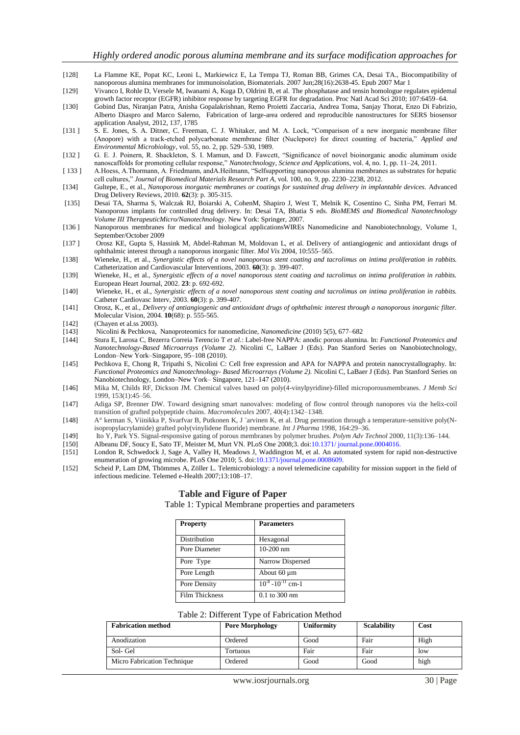[128] La Flamme KE, Popat KC, Leoni L, Markiewicz E, La Tempa TJ, Roman BB, Grimes CA, Desai TA., Biocompatibility of nanoporous alumina membranes for immunoisolation, Biomaterials. 2007 Jun;28(16):2638-45. Epub 2007 Mar 1

[129] Vivanco I, Rohle D, Versele M, Iwanami A, Kuga D, Oldrini B, et al. The phosphatase and tensin homologue regulates epidemal growth factor receptor (EGFR) inhibitor response by targeting EGFR for degradation. Proc Natl Acad Sci 2010; 107:6459–64.

[130] Gobind Das, Niranjan Patra, Anisha Gopalakrishnan, Remo Proietti Zaccaria, Andrea Toma, Sanjay Thorat, Enzo Di Fabrizio, Alberto Diaspro and Marco Salerno, Fabrication of large-area ordered and reproducible nanostructures for SERS biosensor application Analyst, 2012, 137, 1785

[131 ] S. E. Jones, S. A. Ditner, C. Freeman, C. J. Whitaker, and M. A. Lock, "Comparison of a new inorganic membrane filter (Anopore) with a track-etched polycarbonate membrane filter (Nuclepore) for direct counting of bacteria," *Applied and Environmental Microbiology*, vol. 55, no. 2, pp. 529–530, 1989.

[132 ] G. E. J. Poinern, R. Shackleton, S. I. Mamun, and D. Fawcett, "Significance of novel bioinorganic anodic aluminum oxide nanoscaffolds for promoting cellular response," *Nanotechnology, Science and Applications*, vol. 4, no. 1, pp. 11–24, 2011.

[ 133 ] A.Hoess, A.Thormann, A. Friedmann, andA.Heilmann, "Selfsupporting nanoporous alumina membranes as substrates for hepatic cell cultures," *Journal of Biomedical Materials Research Part A*, vol. 100, no. 9, pp. 2230–2238, 2012.

[134] Gultepe, E., et al., *Nanoporous inorganic membranes or coatings for sustained drug delivery in implantable devices.* Advanced Drug Delivery Reviews, 2010. **62**(3): p. 305-315.

[135] Desai TA, Sharma S, Walczak RJ, Boiarski A, CohenM, Shapiro J, West T, Melnik K, Cosentino C, Sinha PM, Ferrari M. Nanoporous implants for controlled drug delivery. In: Desai TA, Bhatia S eds. *BioMEMS and Biomedical Nanotechnology Volume III TherapeuticMicro/Nanotechnology*. New York: Springer, 2007.

[136 ] Nanoporous membranes for medical and biological applicationsWIREs Nanomedicine and Nanobiotechnology, Volume 1, September/October 2009

[137 ] Orosz KE, Gupta S, Hassink M, Abdel-Rahman M, Moldovan L, et al. Delivery of antiangiogenic and antioxidant drugs of ophthalmic interest through a nanoporous inorganic filter. *Mol Vis* 2004, 10:555–565.

[138] Wieneke, H., et al., *Synergistic effects of a novel nanoporous stent coating and tacrolimus on intima proliferation in rabbits.* Catheterization and Cardiovascular Interventions, 2003. **60**(3): p. 399-407.

[139] Wieneke, H., et al., *Synergistic effects of a novel nanoporous stent coating and tacrolimus on intima proliferation in rabbits.* European Heart Journal, 2002. **23**: p. 692-692.

[140] Wieneke, H., et al., *Synergistic effects of a novel nanoporous stent coating and tacrolimus on intima proliferation in rabbits.* Catheter Cardiovasc Interv, 2003. **60**(3): p. 399-407.

[141] Orosz, K., et al., *Delivery of antiangiogenic and antioxidant drugs of ophthalmic interest through a nanoporous inorganic filter.* Molecular Vision, 2004. **10**(68): p. 555-565.

[142] (Chayen et al.ss 2003).

[143] Nicolini & Pechkova, Nanoproteomics for nanomedicine, *Nanomedicine* (2010) 5(5), 677–682

[144] Stura E, Larosa C, Bezerra Correia Terencio T *et al*.: Label-free NAPPA: anodic porous alumina. In: *Functional Proteomics and Nanotechnology-Based Microarrays (Volume 2)*. Nicolini C, LaBaer J (Eds). Pan Stanford Series on Nanobiotechnology, London–New York–Singapore, 95–108 (2010).

[145] Pechkova E, Chong R, Tripathi S, Nicolini C: Cell free expression and APA for NAPPA and protein nanocrystallography. In: *Functional Proteomics and Nanotechnology- Based Microarrays (Volume 2).* Nicolini C, LaBaer J (Eds). Pan Stanford Series on Nanobiotechnology, London–New York– Singapore, 121–147 (2010).

[146] Mika M, Childs RF, Dickson JM. Chemical valves based on poly(4-vinylpyridine)-filled microporousmembranes. *J Memb Sci* 1999, 153(1):45–56.

[147] Adiga SP, Brenner DW. Toward designing smart nanovalves: modeling of flow control through nanopores via the helix-coil transition of grafted polypeptide chains. *Macromolecules* 2007, 40(4):1342–1348.

[148] A° kerman S, Viinikka P, Svarfvar B, Putkonen K, J ̈arvinen K, et al. Drug permeation through a temperature-sensitive poly(N-isopropylacrylamide) grafted poly(vinylidene fluoride) membrane. *Int J Pharma* 1998, 164:29–36.

[149] Ito Y, Park YS. Signal-responsive gating of porous membranes by polymer brushes. *Polym Adv Technol* 2000, 11(3):136–144.

[150] Albeanu DF, Soucy E, Sato TF, Meister M, Murt VN. PLoS One 2008;3. doi:10.1371/ journal.pone.0004016.

[151] London R, Schwedock J, Sage A, Valley H, Meadows J, Waddington M, et al. An automated system for rapid non-destructive enumeration of growing microbe. PLoS One 2010; 5. doi:10.1371/journal.pone.0008609.

[152] Scheid P, Lam DM, Thömmes A, Zöller L. Telemicrobiology: a novel telemedicine capability for mission support in the field of infectious medicine. Telemed e-Health 2007;13:108–17.

## Table and Figure of Paper

Table 1: Typical Membrane properties and parameters

| Property | Parameters |
|---|---|
| Distribution | Hexagonal |
| Pore Diameter | 10-200 nm |
| Pore Type | Narrow Dispersed |
| Pore Length | About 60 µm |
| Pore Density | $10^{-8}$ -$10^{-11}$ cm-1 |
| Film Thickness | 0.1 to 300 *n*m |

Table 2: Different Type of Fabrication Method

| Fabrication method | Pore Morphology | Uniformity | Scalability | Cost |
|---|---|---|---|---|
| Anodization | Ordered | Good | Fair | High |
| Sol- Gel | Tortuous | Fair | Fair | low |
| Micro Fabrication Technique | Ordered | Good | Good | high |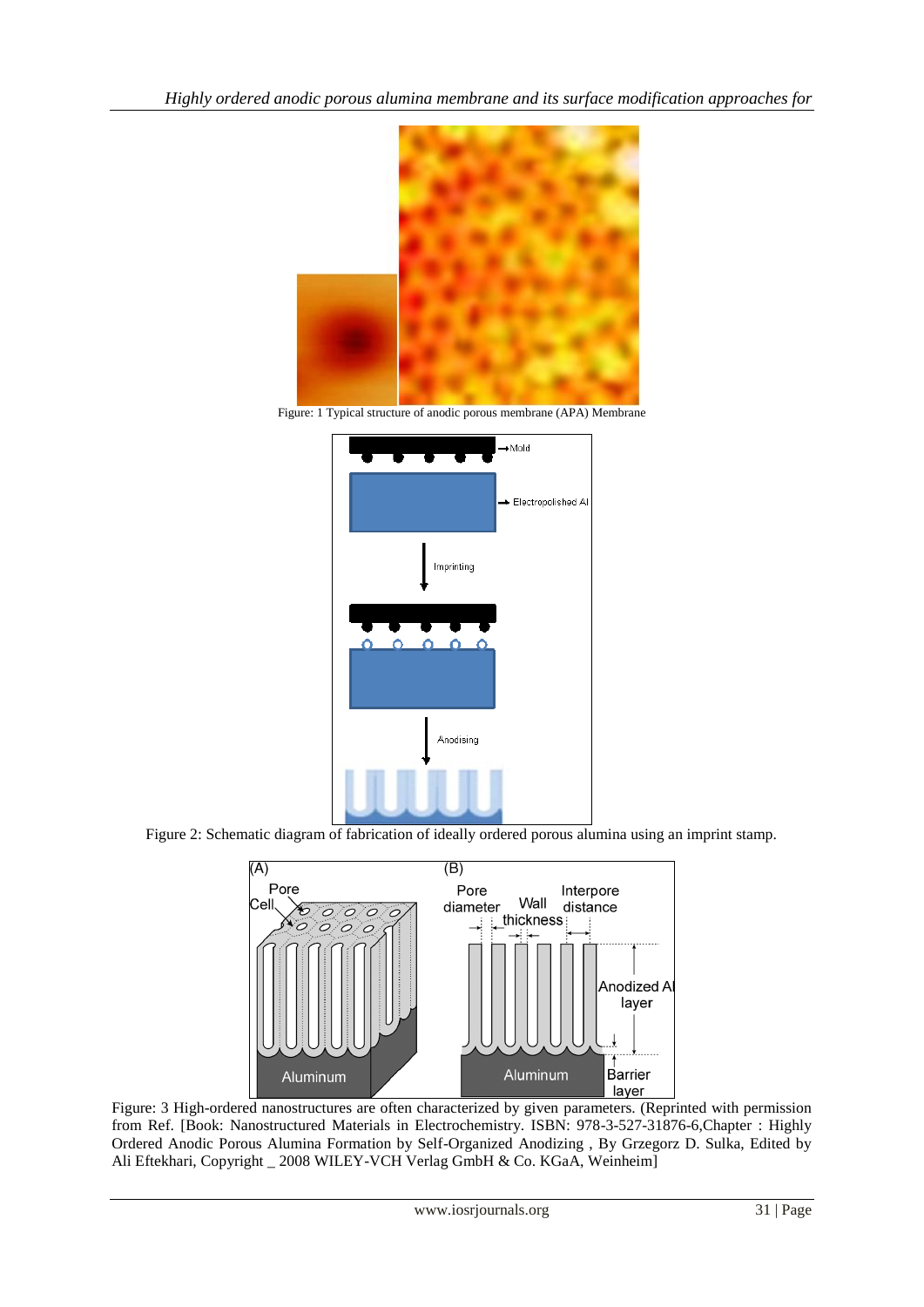Figure: 1 Typical structure of anodic porous membrane (APA) Membrane

Figure 2: Schematic diagram of fabrication of ideally ordered porous alumina using an imprint stamp.

Figure: 3 High-ordered nanostructures are often characterized by given parameters. (Reprinted with permission from Ref. [Book: Nanostructured Materials in Electrochemistry. ISBN: 978-3-527-31876-6,Chapter : Highly Ordered Anodic Porous Alumina Formation by Self-Organized Anodizing , By Grzegorz D. Sulka, Edited by Ali Eftekhari, Copyright _ 2008 WILEY-VCH Verlag GmbH & Co. KGaA, Weinheim]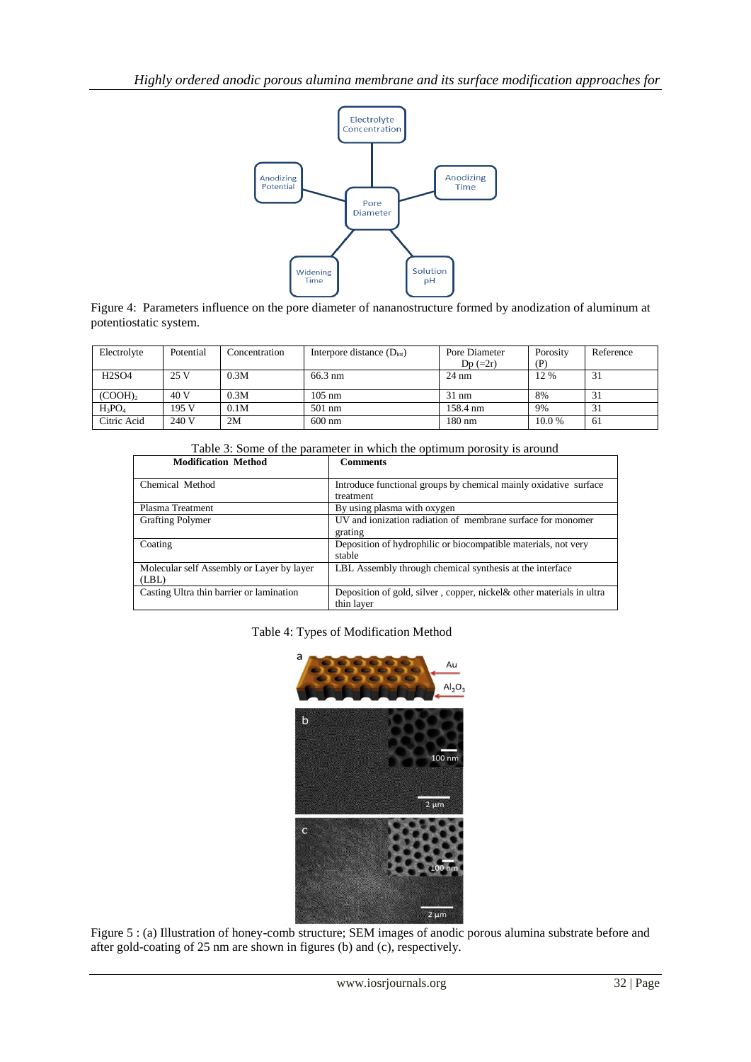Figure 4: Parameters influence on the pore diameter of nananostructure formed by anodization of aluminum at potentiostatic system.

| Electrolyte | Potential | Concentration | Interpore distance ($D_{int}$) | Pore Diameter Dp (=2r) | Porosity (P) | Reference |
|---|---|---|---|---|---|---|
| H2SO4 | 25 V | 0.3M | 66.3 nm | 24 nm | 12 % | 31 |
| $(COOH)_2$ | 40 V | 0.3M | 105 nm | 31 nm | 8% | 31 |
| $H_3PO_4$ | 195 V | 0.1M | 501 nm | 158.4 nm | 9% | 31 |
| Citric Acid | 240 V | 2M | 600 nm | 180 nm | 10.0 % | 61 |

Table 3: Some of the parameter in which the optimum porosity is around

| Modification Method | Comments |
|---|---|
| Chemical Method | Introduce functional groups by chemical mainly oxidative surface treatment |
| Plasma Treatment | By using plasma with oxygen |
| Grafting Polymer | UV and ionization radiation of membrane surface for monomer grating |
| Coating | Deposition of hydrophilic or biocompatible materials, not very stable |
| Molecular self Assembly or Layer by layer (LBL) | LBL Assembly through chemical synthesis at the interface |
| Casting Ultra thin barrier or lamination | Deposition of gold, silver , copper, nickel& other materials in ultra thin layer |

Table 4: Types of Modification Method

Figure 5 : (a) Illustration of honey-comb structure; SEM images of anodic porous alumina substrate before and after gold-coating of 25 nm are shown in figures (b) and (c), respectively.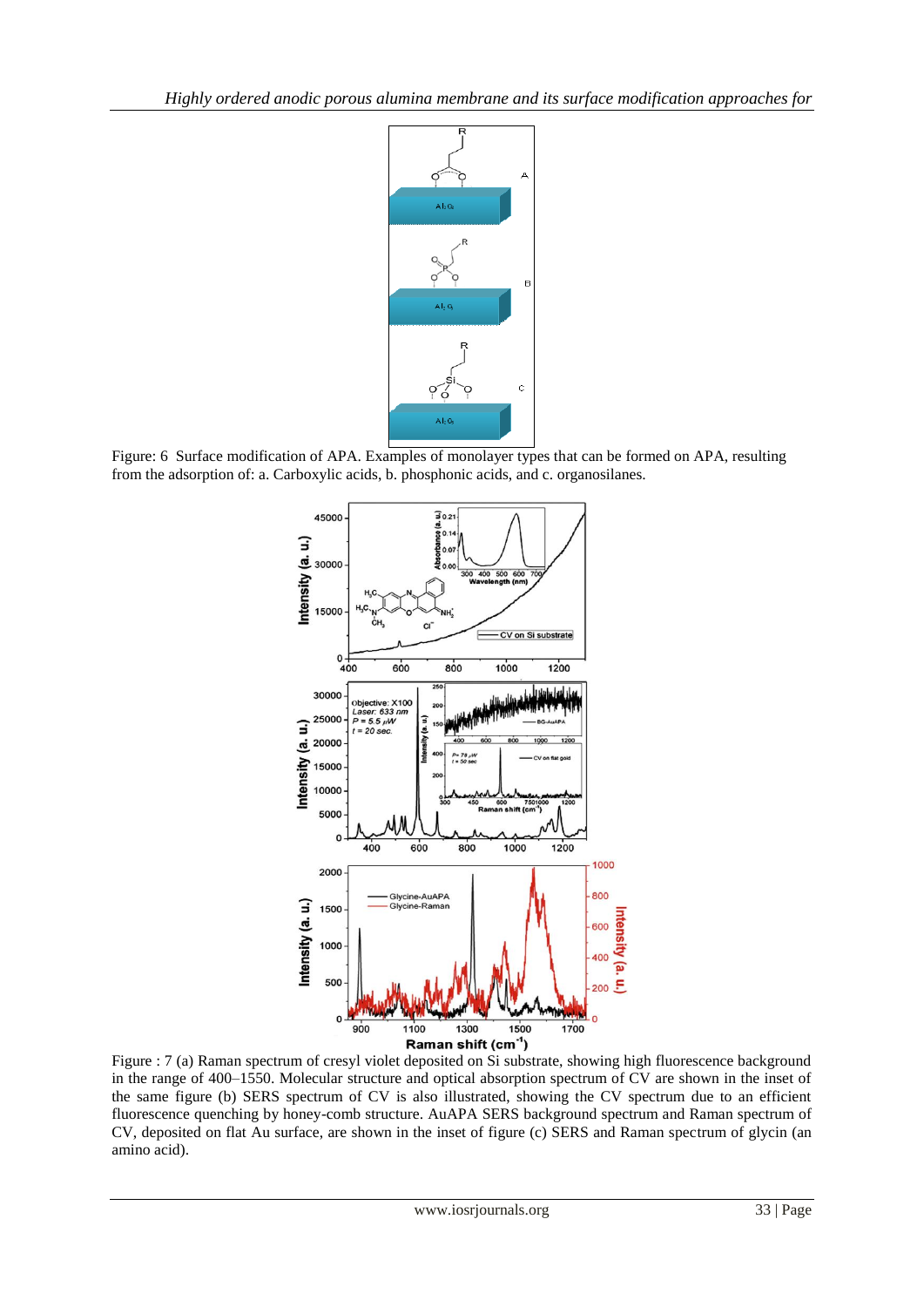Figure: 6 Surface modification of APA. Examples of monolayer types that can be formed on APA, resulting from the adsorption of: a. Carboxylic acids, b. phosphonic acids, and c. organosilanes.

Figure : 7 (a) Raman spectrum of cresyl violet deposited on Si substrate, showing high fluorescence background in the range of 400–1550. Molecular structure and optical absorption spectrum of CV are shown in the inset of the same figure (b) SERS spectrum of CV is also illustrated, showing the CV spectrum due to an efficient fluorescence quenching by honey-comb structure. AuAPA SERS background spectrum and Raman spectrum of CV, deposited on flat Au surface, are shown in the inset of figure (c) SERS and Raman spectrum of glycin (an amino acid).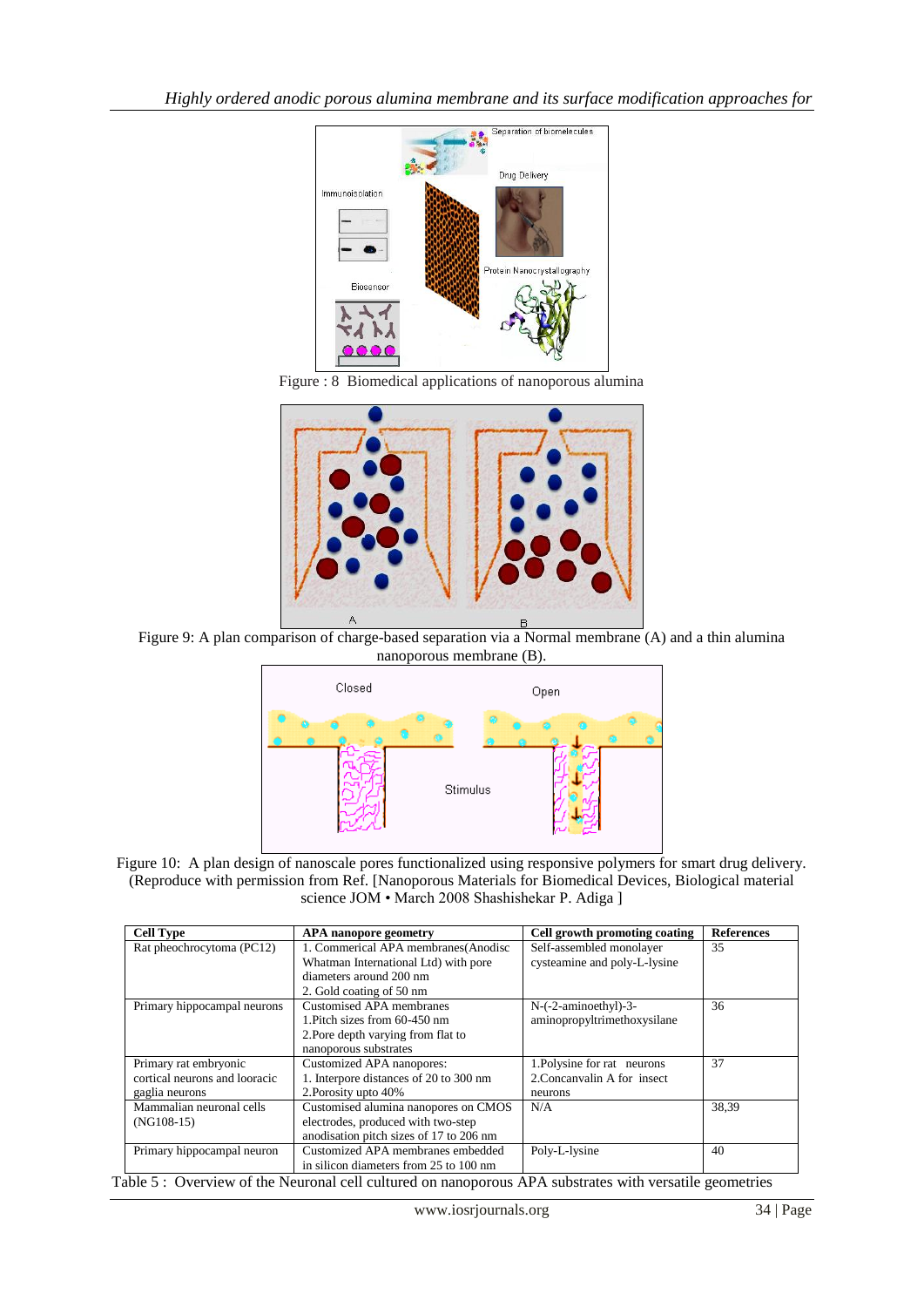Figure : 8 Biomedical applications of nanoporous alumina

Figure 9: A plan comparison of charge-based separation via a Normal membrane (A) and a thin alumina nanoporous membrane (B).

Figure 10: A plan design of nanoscale pores functionalized using responsive polymers for smart drug delivery. (Reproduce with permission from Ref. [Nanoporous Materials for Biomedical Devices, Biological material science JOM • March 2008 Shashishekar P. Adiga ]

| Cell Type | APA nanopore geometry | Cell growth promoting coating | References |
|---|---|---|---|
| Rat pheochrocytoma (PC12) | 1. Commerical APA membranes(Anodisc Whatman International Ltd) with pore diameters around 200 nm<br>2. Gold coating of 50 nm | Self-assembled monolayer cysteamine and poly-L-lysine | 35 |
| Primary hippocampal neurons | Customised APA membranes<br>1.Pitch sizes from 60-450 nm<br>2.Pore depth varying from flat to nanoporous substrates | N-(-2-aminoethyl)-3-aminopropyltrimethoxysilane | 36 |
| Primary rat embryonic cortical neurons and looracic gaglia neurons | Customized APA nanopores:<br>1. Interpore distances of 20 to 300 nm<br>2.Porosity upto 40% | 1.Polysine for rat neurons<br>2.Concanvalin A for insect neurons | 37 |
| Mammalian neuronal cells (NG108-15) | Customised alumina nanopores on CMOS electrodes, produced with two-step anodisation pitch sizes of 17 to 206 nm | N/A | 38,39 |
| Primary hippocampal neuron | Customized APA membranes embedded in silicon diameters from 25 to 100 nm | Poly-L-lysine | 40 |

Table 5 : Overview of the Neuronal cell cultured on nanoporous APA substrates with versatile geometries